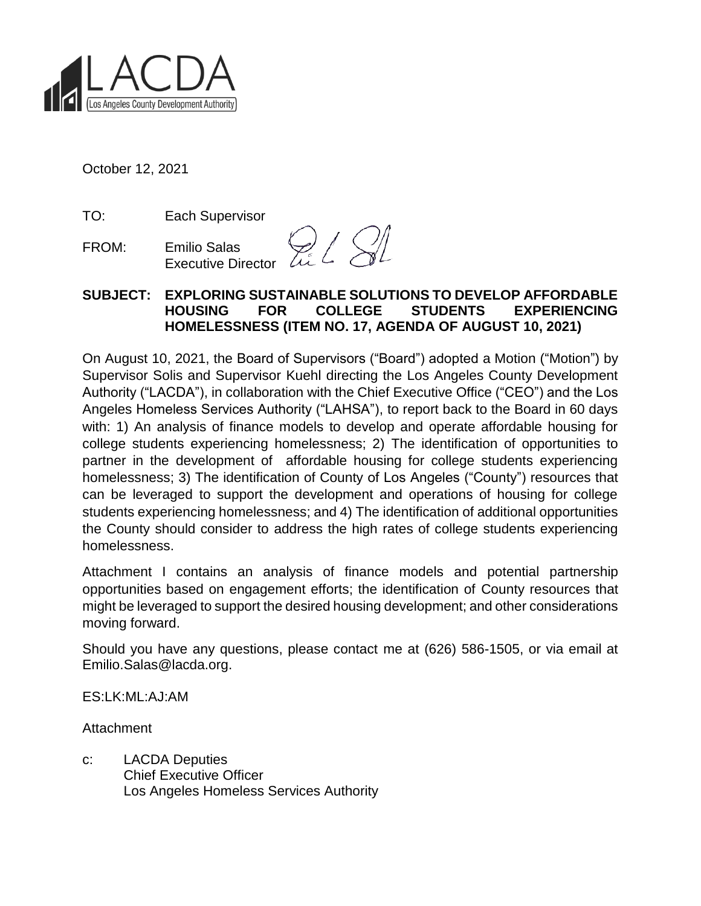LACDA
Los Angeles County Development Authority

October 12, 2021

TO: Each Supervisor

FROM: Emilio Salas
Executive Director

**SUBJECT: EXPLORING SUSTAINABLE SOLUTIONS TO DEVELOP AFFORDABLE HOUSING FOR COLLEGE STUDENTS EXPERIENCING HOMELESSNESS (ITEM NO. 17, AGENDA OF AUGUST 10, 2021)**

On August 10, 2021, the Board of Supervisors ("Board") adopted a Motion ("Motion") by Supervisor Solis and Supervisor Kuehl directing the Los Angeles County Development Authority ("LACDA"), in collaboration with the Chief Executive Office ("CEO") and the Los Angeles Homeless Services Authority ("LAHSA"), to report back to the Board in 60 days with: 1) An analysis of finance models to develop and operate affordable housing for college students experiencing homelessness; 2) The identification of opportunities to partner in the development of affordable housing for college students experiencing homelessness; 3) The identification of County of Los Angeles ("County") resources that can be leveraged to support the development and operations of housing for college students experiencing homelessness; and 4) The identification of additional opportunities the County should consider to address the high rates of college students experiencing homelessness.

Attachment I contains an analysis of finance models and potential partnership opportunities based on engagement efforts; the identification of County resources that might be leveraged to support the desired housing development; and other considerations moving forward.

Should you have any questions, please contact me at (626) 586-1505, or via email at Emilio.Salas@lacda.org.

ES:LK:ML:AJ:AM

Attachment

c: LACDA Deputies
Chief Executive Officer
Los Angeles Homeless Services Authority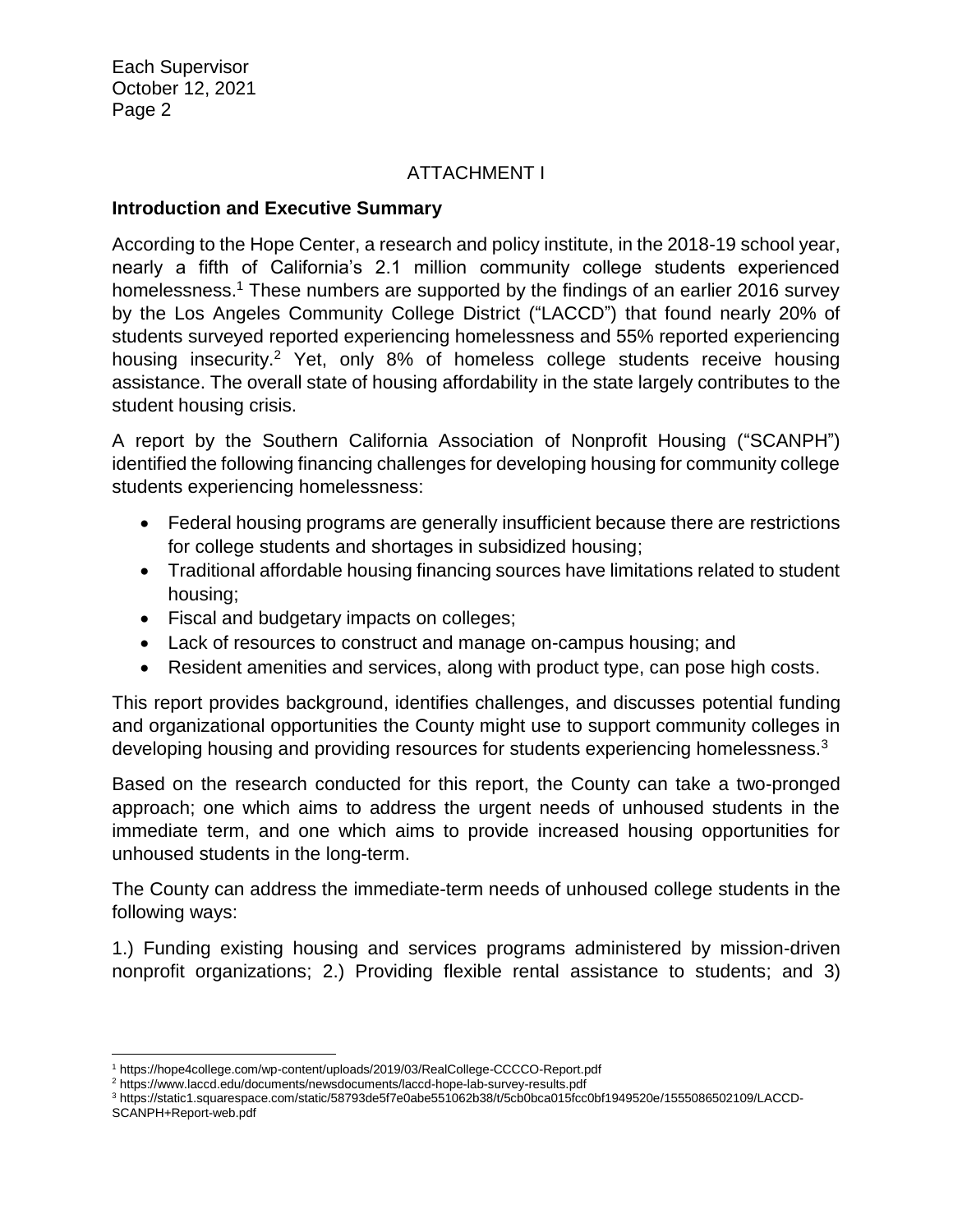## ATTACHMENT I

### Introduction and Executive Summary

According to the Hope Center, a research and policy institute, in the 2018-19 school year, nearly a fifth of California's 2.1 million community college students experienced homelessness.[1] These numbers are supported by the findings of an earlier 2016 survey by the Los Angeles Community College District ("LACCD") that found nearly 20% of students surveyed reported experiencing homelessness and 55% reported experiencing housing insecurity.[2] Yet, only 8% of homeless college students receive housing assistance. The overall state of housing affordability in the state largely contributes to the student housing crisis.

A report by the Southern California Association of Nonprofit Housing ("SCANPH") identified the following financing challenges for developing housing for community college students experiencing homelessness:

- Federal housing programs are generally insufficient because there are restrictions for college students and shortages in subsidized housing;
- Traditional affordable housing financing sources have limitations related to student housing;
- Fiscal and budgetary impacts on colleges;
- Lack of resources to construct and manage on-campus housing; and
- Resident amenities and services, along with product type, can pose high costs.

This report provides background, identifies challenges, and discusses potential funding and organizational opportunities the County might use to support community colleges in developing housing and providing resources for students experiencing homelessness.[3]

Based on the research conducted for this report, the County can take a two-pronged approach; one which aims to address the urgent needs of unhoused students in the immediate term, and one which aims to provide increased housing opportunities for unhoused students in the long-term.

The County can address the immediate-term needs of unhoused college students in the following ways:

1.) Funding existing housing and services programs administered by mission-driven nonprofit organizations; 2.) Providing flexible rental assistance to students; and 3)

---

[1] https://hope4college.com/wp-content/uploads/2019/03/RealCollege-CCCCO-Report.pdf

[2] https://www.laccd.edu/documents/newsdocuments/laccd-hope-lab-survey-results.pdf

[3] https://static1.squarespace.com/static/58793de5f7e0abe551062b38/t/5cb0bca015fcc0bf1949520e/1555086502109/LACCD-SCANPH+Report-web.pdf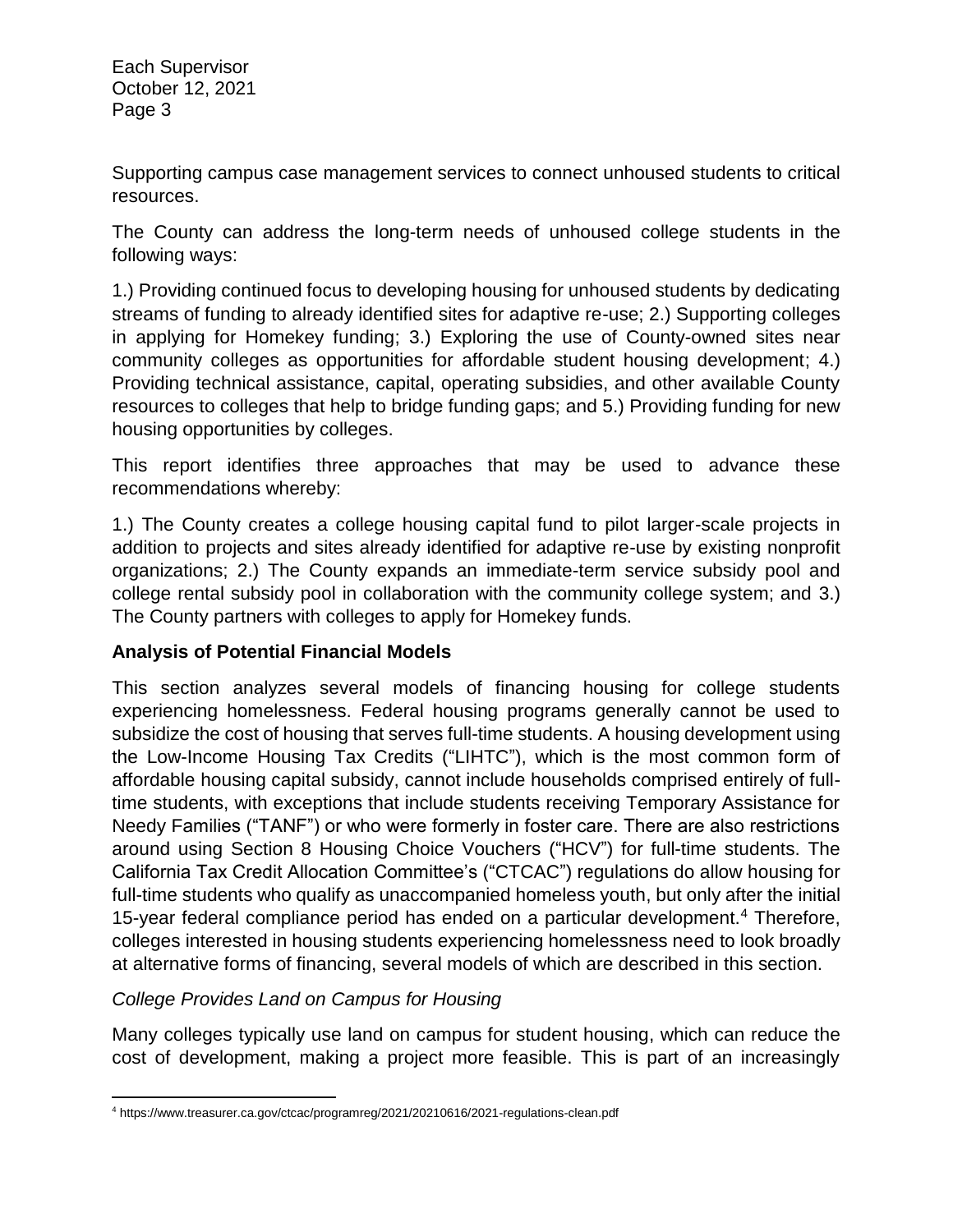Supporting campus case management services to connect unhoused students to critical resources.

The County can address the long-term needs of unhoused college students in the following ways:

1.) Providing continued focus to developing housing for unhoused students by dedicating streams of funding to already identified sites for adaptive re-use; 2.) Supporting colleges in applying for Homekey funding; 3.) Exploring the use of County-owned sites near community colleges as opportunities for affordable student housing development; 4.) Providing technical assistance, capital, operating subsidies, and other available County resources to colleges that help to bridge funding gaps; and 5.) Providing funding for new housing opportunities by colleges.

This report identifies three approaches that may be used to advance these recommendations whereby:

1.) The County creates a college housing capital fund to pilot larger-scale projects in addition to projects and sites already identified for adaptive re-use by existing nonprofit organizations; 2.) The County expands an immediate-term service subsidy pool and college rental subsidy pool in collaboration with the community college system; and 3.) The County partners with colleges to apply for Homekey funds.

**Analysis of Potential Financial Models**

This section analyzes several models of financing housing for college students experiencing homelessness. Federal housing programs generally cannot be used to subsidize the cost of housing that serves full-time students. A housing development using the Low-Income Housing Tax Credits ("LIHTC"), which is the most common form of affordable housing capital subsidy, cannot include households comprised entirely of full-time students, with exceptions that include students receiving Temporary Assistance for Needy Families ("TANF") or who were formerly in foster care. There are also restrictions around using Section 8 Housing Choice Vouchers ("HCV") for full-time students. The California Tax Credit Allocation Committee's ("CTCAC") regulations do allow housing for full-time students who qualify as unaccompanied homeless youth, but only after the initial 15-year federal compliance period has ended on a particular development.[4] Therefore, colleges interested in housing students experiencing homelessness need to look broadly at alternative forms of financing, several models of which are described in this section.

*College Provides Land on Campus for Housing*

Many colleges typically use land on campus for student housing, which can reduce the cost of development, making a project more feasible. This is part of an increasingly

[4] https://www.treasurer.ca.gov/ctcac/programreg/2021/20210616/2021-regulations-clean.pdf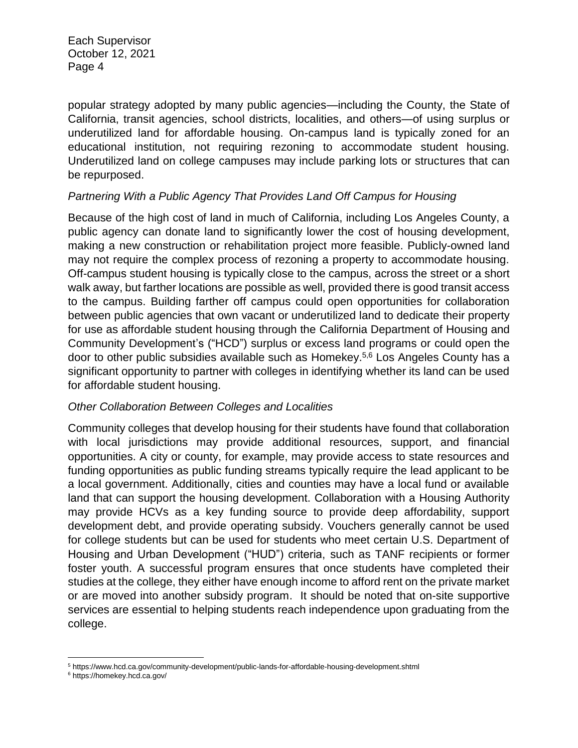popular strategy adopted by many public agencies—including the County, the State of California, transit agencies, school districts, localities, and others—of using surplus or underutilized land for affordable housing. On-campus land is typically zoned for an educational institution, not requiring rezoning to accommodate student housing. Underutilized land on college campuses may include parking lots or structures that can be repurposed.

*Partnering With a Public Agency That Provides Land Off Campus for Housing*

Because of the high cost of land in much of California, including Los Angeles County, a public agency can donate land to significantly lower the cost of housing development, making a new construction or rehabilitation project more feasible. Publicly-owned land may not require the complex process of rezoning a property to accommodate housing. Off-campus student housing is typically close to the campus, across the street or a short walk away, but farther locations are possible as well, provided there is good transit access to the campus. Building farther off campus could open opportunities for collaboration between public agencies that own vacant or underutilized land to dedicate their property for use as affordable student housing through the California Department of Housing and Community Development's ("HCD") surplus or excess land programs or could open the door to other public subsidies available such as Homekey.[5,6] Los Angeles County has a significant opportunity to partner with colleges in identifying whether its land can be used for affordable student housing.

*Other Collaboration Between Colleges and Localities*

Community colleges that develop housing for their students have found that collaboration with local jurisdictions may provide additional resources, support, and financial opportunities. A city or county, for example, may provide access to state resources and funding opportunities as public funding streams typically require the lead applicant to be a local government. Additionally, cities and counties may have a local fund or available land that can support the housing development. Collaboration with a Housing Authority may provide HCVs as a key funding source to provide deep affordability, support development debt, and provide operating subsidy. Vouchers generally cannot be used for college students but can be used for students who meet certain U.S. Department of Housing and Urban Development ("HUD") criteria, such as TANF recipients or former foster youth. A successful program ensures that once students have completed their studies at the college, they either have enough income to afford rent on the private market or are moved into another subsidy program. It should be noted that on-site supportive services are essential to helping students reach independence upon graduating from the college.

---

[5] https://www.hcd.ca.gov/community-development/public-lands-for-affordable-housing-development.shtml

[6] https://homekey.hcd.ca.gov/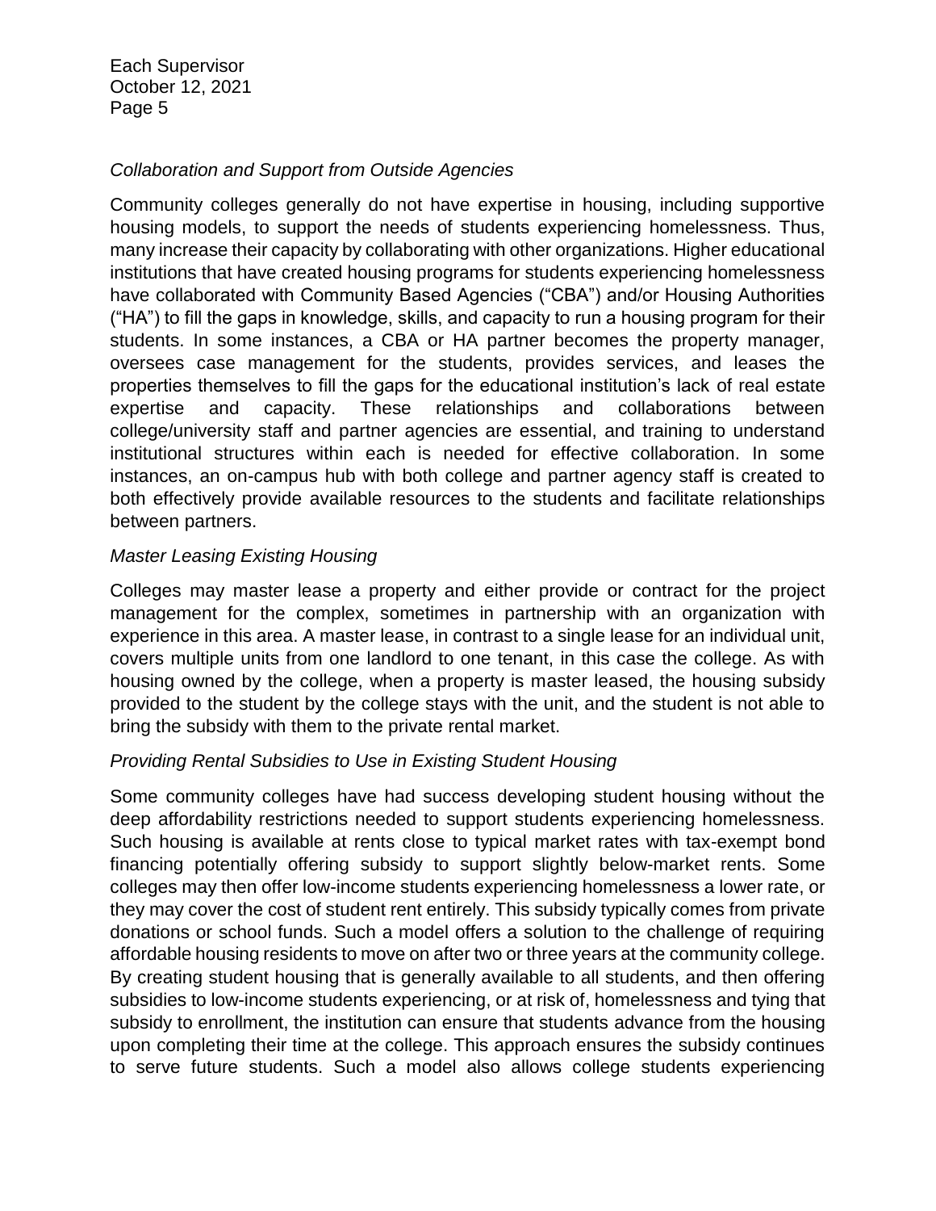*Collaboration and Support from Outside Agencies*

Community colleges generally do not have expertise in housing, including supportive housing models, to support the needs of students experiencing homelessness. Thus, many increase their capacity by collaborating with other organizations. Higher educational institutions that have created housing programs for students experiencing homelessness have collaborated with Community Based Agencies ("CBA") and/or Housing Authorities ("HA") to fill the gaps in knowledge, skills, and capacity to run a housing program for their students. In some instances, a CBA or HA partner becomes the property manager, oversees case management for the students, provides services, and leases the properties themselves to fill the gaps for the educational institution's lack of real estate expertise and capacity. These relationships and collaborations between college/university staff and partner agencies are essential, and training to understand institutional structures within each is needed for effective collaboration. In some instances, an on-campus hub with both college and partner agency staff is created to both effectively provide available resources to the students and facilitate relationships between partners.

*Master Leasing Existing Housing*

Colleges may master lease a property and either provide or contract for the project management for the complex, sometimes in partnership with an organization with experience in this area. A master lease, in contrast to a single lease for an individual unit, covers multiple units from one landlord to one tenant, in this case the college. As with housing owned by the college, when a property is master leased, the housing subsidy provided to the student by the college stays with the unit, and the student is not able to bring the subsidy with them to the private rental market.

*Providing Rental Subsidies to Use in Existing Student Housing*

Some community colleges have had success developing student housing without the deep affordability restrictions needed to support students experiencing homelessness. Such housing is available at rents close to typical market rates with tax-exempt bond financing potentially offering subsidy to support slightly below-market rents. Some colleges may then offer low-income students experiencing homelessness a lower rate, or they may cover the cost of student rent entirely. This subsidy typically comes from private donations or school funds. Such a model offers a solution to the challenge of requiring affordable housing residents to move on after two or three years at the community college. By creating student housing that is generally available to all students, and then offering subsidies to low-income students experiencing, or at risk of, homelessness and tying that subsidy to enrollment, the institution can ensure that students advance from the housing upon completing their time at the college. This approach ensures the subsidy continues to serve future students. Such a model also allows college students experiencing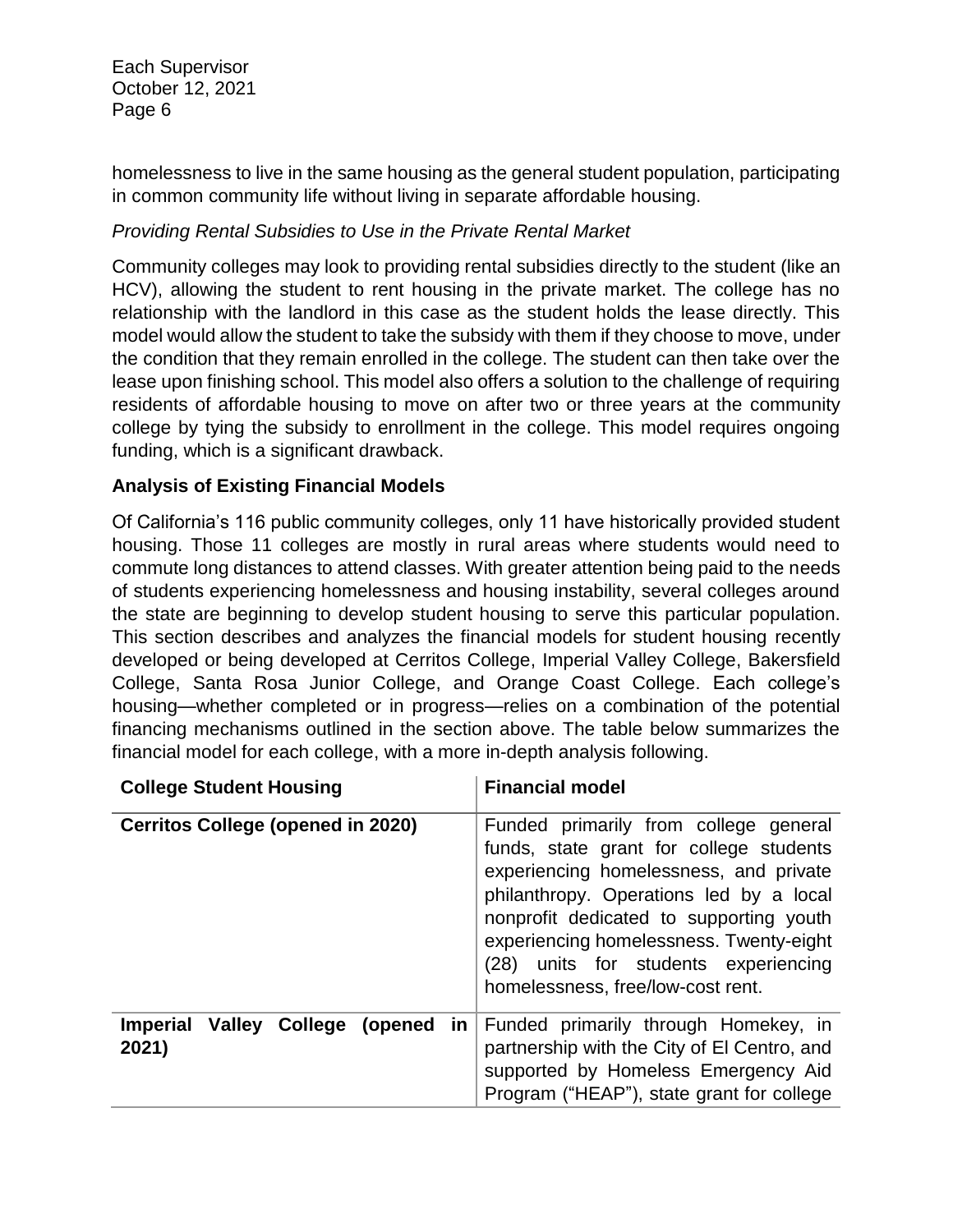homelessness to live in the same housing as the general student population, participating in common community life without living in separate affordable housing.

*Providing Rental Subsidies to Use in the Private Rental Market*

Community colleges may look to providing rental subsidies directly to the student (like an HCV), allowing the student to rent housing in the private market. The college has no relationship with the landlord in this case as the student holds the lease directly. This model would allow the student to take the subsidy with them if they choose to move, under the condition that they remain enrolled in the college. The student can then take over the lease upon finishing school. This model also offers a solution to the challenge of requiring residents of affordable housing to move on after two or three years at the community college by tying the subsidy to enrollment in the college. This model requires ongoing funding, which is a significant drawback.

**Analysis of Existing Financial Models**

Of California's 116 public community colleges, only 11 have historically provided student housing. Those 11 colleges are mostly in rural areas where students would need to commute long distances to attend classes. With greater attention being paid to the needs of students experiencing homelessness and housing instability, several colleges around the state are beginning to develop student housing to serve this particular population. This section describes and analyzes the financial models for student housing recently developed or being developed at Cerritos College, Imperial Valley College, Bakersfield College, Santa Rosa Junior College, and Orange Coast College. Each college's housing—whether completed or in progress—relies on a combination of the potential financing mechanisms outlined in the section above. The table below summarizes the financial model for each college, with a more in-depth analysis following.

| College Student Housing | Financial model |
| --- | --- |
| **Cerritos College (opened in 2020)** | Funded primarily from college general funds, state grant for college students experiencing homelessness, and private philanthropy. Operations led by a local nonprofit dedicated to supporting youth experiencing homelessness. Twenty-eight (28) units for students experiencing homelessness, free/low-cost rent. |
| **Imperial Valley College (opened in 2021)** | Funded primarily through Homekey, in partnership with the City of El Centro, and supported by Homeless Emergency Aid Program ("HEAP"), state grant for college |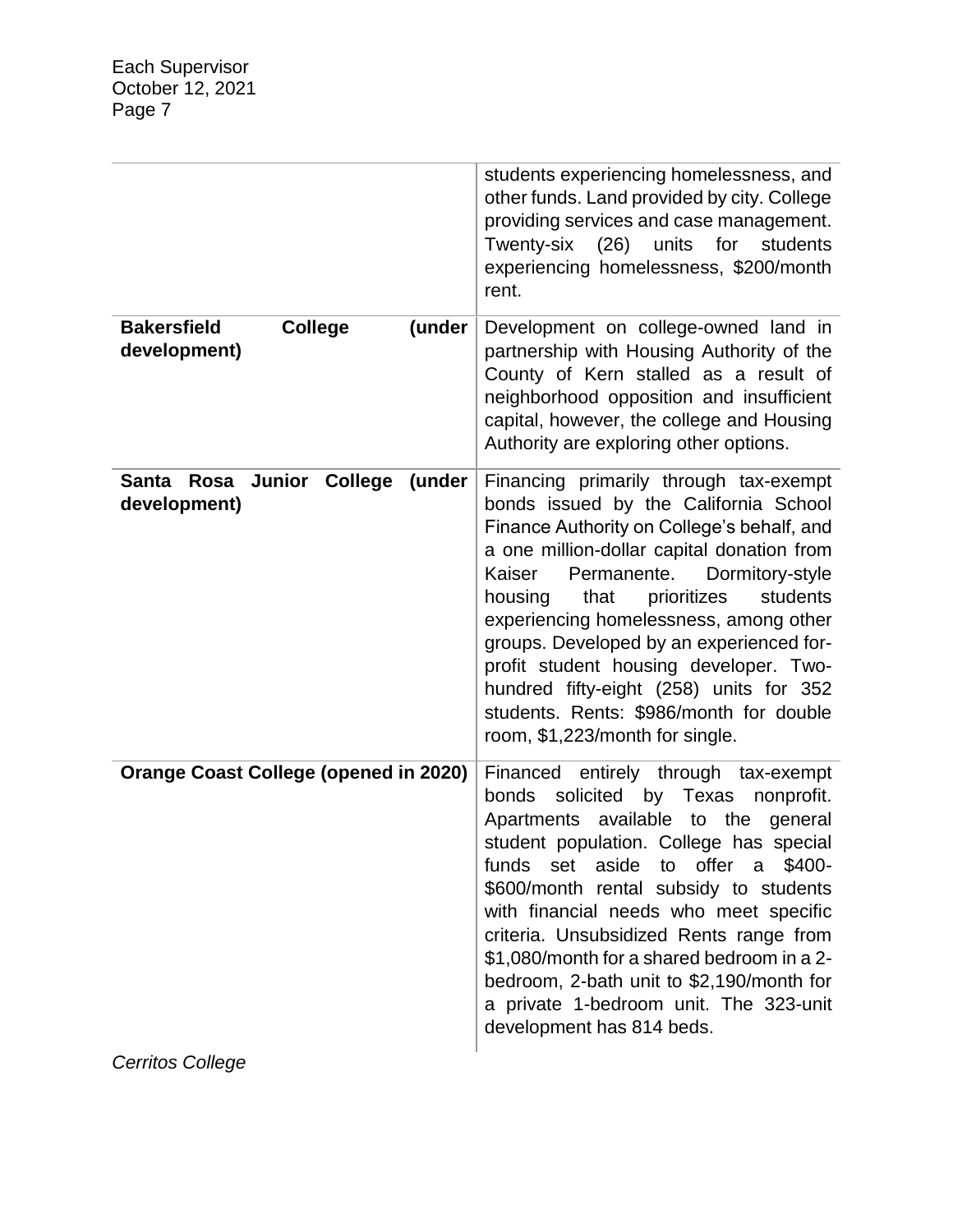| | |
|---|---|
| | students experiencing homelessness, and other funds. Land provided by city. College providing services and case management. Twenty-six (26) units for students experiencing homelessness, $200/month rent. |
| **Bakersfield College (under development)** | Development on college-owned land in partnership with Housing Authority of the County of Kern stalled as a result of neighborhood opposition and insufficient capital, however, the college and Housing Authority are exploring other options. |
| **Santa Rosa Junior College (under development)** | Financing primarily through tax-exempt bonds issued by the California School Finance Authority on College's behalf, and a one million-dollar capital donation from Kaiser Permanente. Dormitory-style housing that prioritizes students experiencing homelessness, among other groups. Developed by an experienced for-profit student housing developer. Two-hundred fifty-eight (258) units for 352 students. Rents: $986/month for double room, $1,223/month for single. |
| **Orange Coast College (opened in 2020)** | Financed entirely through tax-exempt bonds solicited by Texas nonprofit. Apartments available to the general student population. College has special funds set aside to offer a $400-$600/month rental subsidy to students with financial needs who meet specific criteria. Unsubsidized Rents range from $1,080/month for a shared bedroom in a 2-bedroom, 2-bath unit to $2,190/month for a private 1-bedroom unit. The 323-unit development has 814 beds. |

*Cerritos College*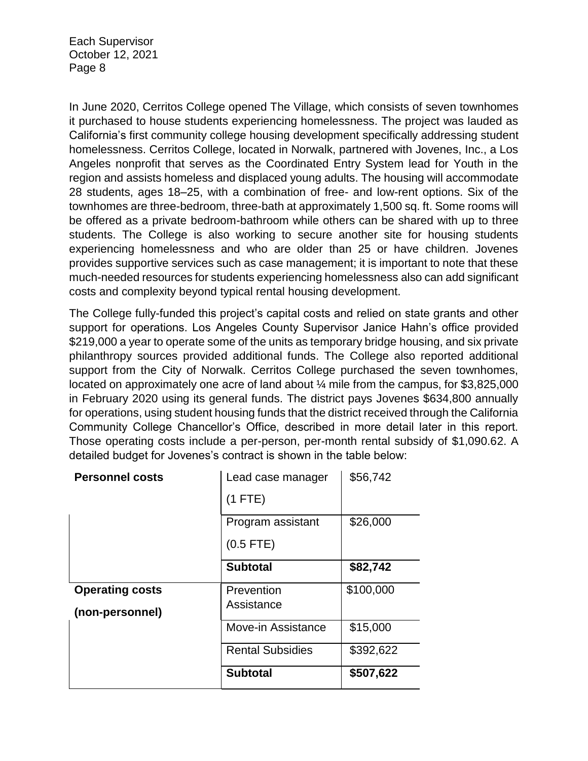In June 2020, Cerritos College opened The Village, which consists of seven townhomes it purchased to house students experiencing homelessness. The project was lauded as California's first community college housing development specifically addressing student homelessness. Cerritos College, located in Norwalk, partnered with Jovenes, Inc., a Los Angeles nonprofit that serves as the Coordinated Entry System lead for Youth in the region and assists homeless and displaced young adults. The housing will accommodate 28 students, ages 18–25, with a combination of free- and low-rent options. Six of the townhomes are three-bedroom, three-bath at approximately 1,500 sq. ft. Some rooms will be offered as a private bedroom-bathroom while others can be shared with up to three students. The College is also working to secure another site for housing students experiencing homelessness and who are older than 25 or have children. Jovenes provides supportive services such as case management; it is important to note that these much-needed resources for students experiencing homelessness also can add significant costs and complexity beyond typical rental housing development.

The College fully-funded this project's capital costs and relied on state grants and other support for operations. Los Angeles County Supervisor Janice Hahn's office provided $219,000 a year to operate some of the units as temporary bridge housing, and six private philanthropy sources provided additional funds. The College also reported additional support from the City of Norwalk. Cerritos College purchased the seven townhomes, located on approximately one acre of land about ¼ mile from the campus, for $3,825,000 in February 2020 using its general funds. The district pays Jovenes $634,800 annually for operations, using student housing funds that the district received through the California Community College Chancellor's Office, described in more detail later in this report. Those operating costs include a per-person, per-month rental subsidy of $1,090.62. A detailed budget for Jovenes's contract is shown in the table below:

| | | |
|---|---|---|
| **Personnel costs** | Lead case manager (1 FTE) | $56,742 |
| | Program assistant (0.5 FTE) | $26,000 |
| | **Subtotal** | **$82,742** |
| **Operating costs (non-personnel)** | Prevention Assistance | $100,000 |
| | Move-in Assistance | $15,000 |
| | Rental Subsidies | $392,622 |
| | **Subtotal** | **$507,622** |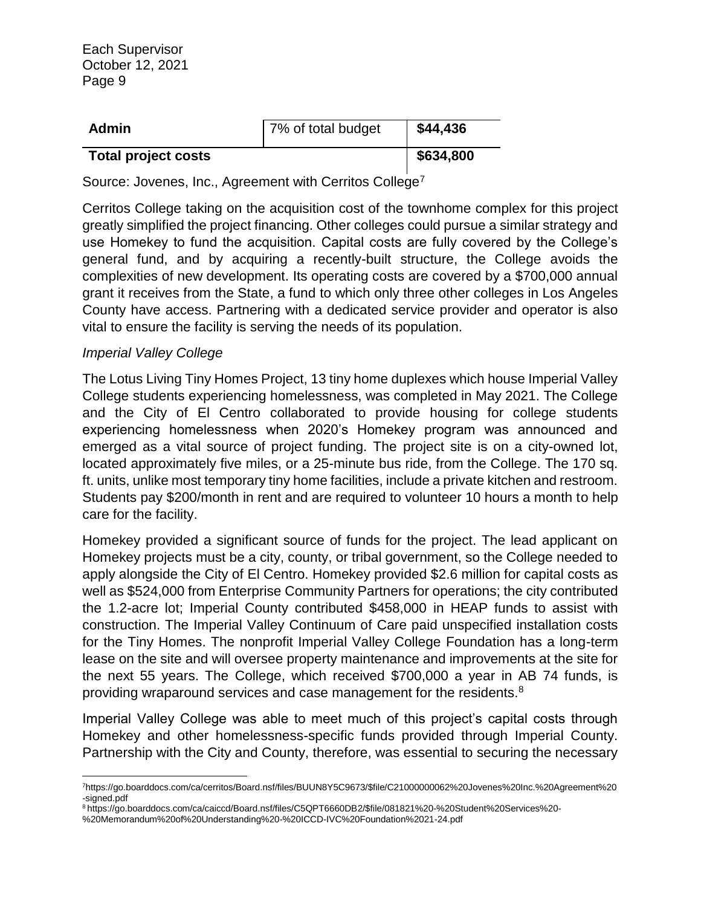| Admin | 7% of total budget | $44,436 |
| --- | --- | --- |
| **Total project costs** | | **$634,800** |

Source: Jovenes, Inc., Agreement with Cerritos College[7]

Cerritos College taking on the acquisition cost of the townhome complex for this project greatly simplified the project financing. Other colleges could pursue a similar strategy and use Homekey to fund the acquisition. Capital costs are fully covered by the College's general fund, and by acquiring a recently-built structure, the College avoids the complexities of new development. Its operating costs are covered by a $700,000 annual grant it receives from the State, a fund to which only three other colleges in Los Angeles County have access. Partnering with a dedicated service provider and operator is also vital to ensure the facility is serving the needs of its population.

*Imperial Valley College*

The Lotus Living Tiny Homes Project, 13 tiny home duplexes which house Imperial Valley College students experiencing homelessness, was completed in May 2021. The College and the City of El Centro collaborated to provide housing for college students experiencing homelessness when 2020's Homekey program was announced and emerged as a vital source of project funding. The project site is on a city-owned lot, located approximately five miles, or a 25-minute bus ride, from the College. The 170 sq. ft. units, unlike most temporary tiny home facilities, include a private kitchen and restroom. Students pay $200/month in rent and are required to volunteer 10 hours a month to help care for the facility.

Homekey provided a significant source of funds for the project. The lead applicant on Homekey projects must be a city, county, or tribal government, so the College needed to apply alongside the City of El Centro. Homekey provided $2.6 million for capital costs as well as $524,000 from Enterprise Community Partners for operations; the city contributed the 1.2-acre lot; Imperial County contributed $458,000 in HEAP funds to assist with construction. The Imperial Valley Continuum of Care paid unspecified installation costs for the Tiny Homes. The nonprofit Imperial Valley College Foundation has a long-term lease on the site and will oversee property maintenance and improvements at the site for the next 55 years. The College, which received $700,000 a year in AB 74 funds, is providing wraparound services and case management for the residents.[8]

Imperial Valley College was able to meet much of this project's capital costs through Homekey and other homelessness-specific funds provided through Imperial County. Partnership with the City and County, therefore, was essential to securing the necessary

---

[7] https://go.boarddocs.com/ca/cerritos/Board.nsf/files/BUUN8Y5C9673/$file/C21000000062%20Jovenes%20Inc.%20Agreement%20-signed.pdf

[8] https://go.boarddocs.com/ca/caiccd/Board.nsf/files/C5QPT6660DB2/$file/081821%20-%20Student%20Services%20-%20Memorandum%20of%20Understanding%20-%20ICCD-IVC%20Foundation%2021-24.pdf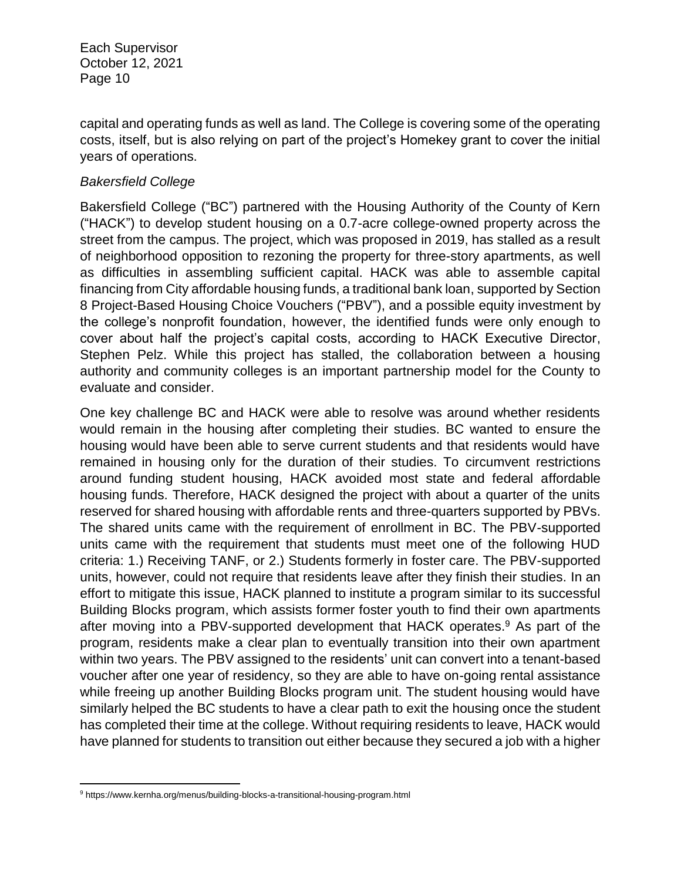capital and operating funds as well as land. The College is covering some of the operating costs, itself, but is also relying on part of the project's Homekey grant to cover the initial years of operations.

*Bakersfield College*

Bakersfield College ("BC") partnered with the Housing Authority of the County of Kern ("HACK") to develop student housing on a 0.7-acre college-owned property across the street from the campus. The project, which was proposed in 2019, has stalled as a result of neighborhood opposition to rezoning the property for three-story apartments, as well as difficulties in assembling sufficient capital. HACK was able to assemble capital financing from City affordable housing funds, a traditional bank loan, supported by Section 8 Project-Based Housing Choice Vouchers ("PBV"), and a possible equity investment by the college's nonprofit foundation, however, the identified funds were only enough to cover about half the project's capital costs, according to HACK Executive Director, Stephen Pelz. While this project has stalled, the collaboration between a housing authority and community colleges is an important partnership model for the County to evaluate and consider.

One key challenge BC and HACK were able to resolve was around whether residents would remain in the housing after completing their studies. BC wanted to ensure the housing would have been able to serve current students and that residents would have remained in housing only for the duration of their studies. To circumvent restrictions around funding student housing, HACK avoided most state and federal affordable housing funds. Therefore, HACK designed the project with about a quarter of the units reserved for shared housing with affordable rents and three-quarters supported by PBVs. The shared units came with the requirement of enrollment in BC. The PBV-supported units came with the requirement that students must meet one of the following HUD criteria: 1.) Receiving TANF, or 2.) Students formerly in foster care. The PBV-supported units, however, could not require that residents leave after they finish their studies. In an effort to mitigate this issue, HACK planned to institute a program similar to its successful Building Blocks program, which assists former foster youth to find their own apartments after moving into a PBV-supported development that HACK operates.[9] As part of the program, residents make a clear plan to eventually transition into their own apartment within two years. The PBV assigned to the residents' unit can convert into a tenant-based voucher after one year of residency, so they are able to have on-going rental assistance while freeing up another Building Blocks program unit. The student housing would have similarly helped the BC students to have a clear path to exit the housing once the student has completed their time at the college. Without requiring residents to leave, HACK would have planned for students to transition out either because they secured a job with a higher

[9] https://www.kernha.org/menus/building-blocks-a-transitional-housing-program.html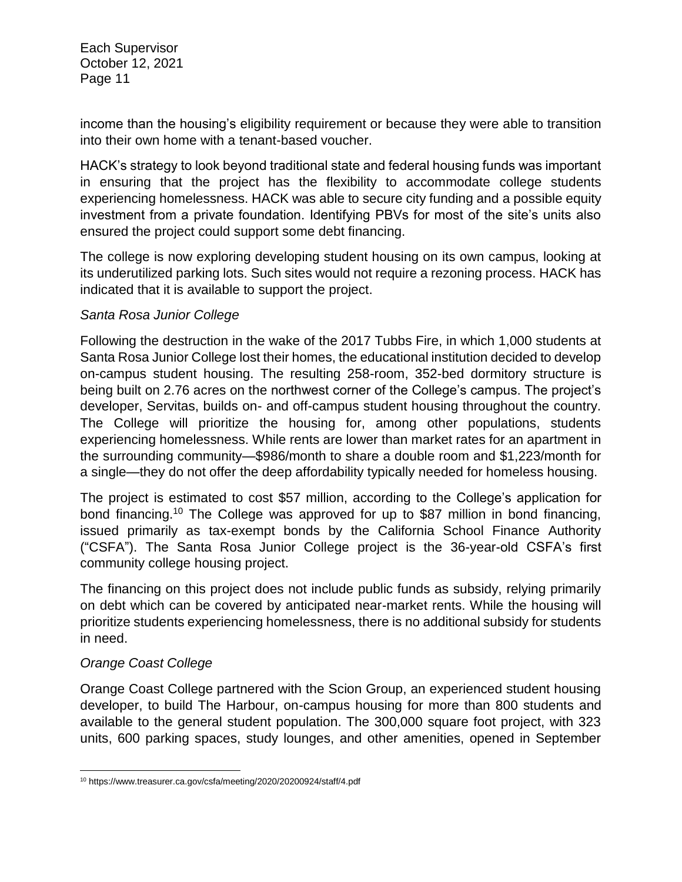income than the housing's eligibility requirement or because they were able to transition into their own home with a tenant-based voucher.

HACK's strategy to look beyond traditional state and federal housing funds was important in ensuring that the project has the flexibility to accommodate college students experiencing homelessness. HACK was able to secure city funding and a possible equity investment from a private foundation. Identifying PBVs for most of the site's units also ensured the project could support some debt financing.

The college is now exploring developing student housing on its own campus, looking at its underutilized parking lots. Such sites would not require a rezoning process. HACK has indicated that it is available to support the project.

*Santa Rosa Junior College*

Following the destruction in the wake of the 2017 Tubbs Fire, in which 1,000 students at Santa Rosa Junior College lost their homes, the educational institution decided to develop on-campus student housing. The resulting 258-room, 352-bed dormitory structure is being built on 2.76 acres on the northwest corner of the College's campus. The project's developer, Servitas, builds on- and off-campus student housing throughout the country. The College will prioritize the housing for, among other populations, students experiencing homelessness. While rents are lower than market rates for an apartment in the surrounding community—$986/month to share a double room and $1,223/month for a single—they do not offer the deep affordability typically needed for homeless housing.

The project is estimated to cost $57 million, according to the College's application for bond financing.[10] The College was approved for up to $87 million in bond financing, issued primarily as tax-exempt bonds by the California School Finance Authority ("CSFA"). The Santa Rosa Junior College project is the 36-year-old CSFA's first community college housing project.

The financing on this project does not include public funds as subsidy, relying primarily on debt which can be covered by anticipated near-market rents. While the housing will prioritize students experiencing homelessness, there is no additional subsidy for students in need.

*Orange Coast College*

Orange Coast College partnered with the Scion Group, an experienced student housing developer, to build The Harbour, on-campus housing for more than 800 students and available to the general student population. The 300,000 square foot project, with 323 units, 600 parking spaces, study lounges, and other amenities, opened in September

[10] https://www.treasurer.ca.gov/csfa/meeting/2020/20200924/staff/4.pdf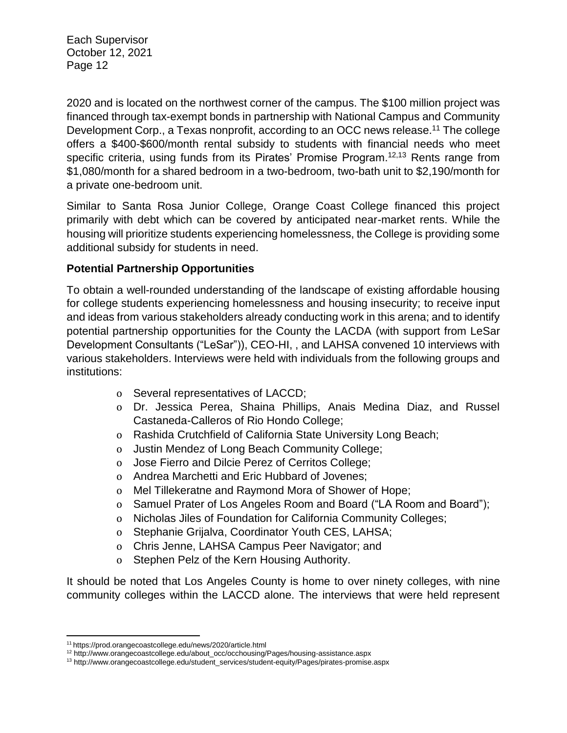2020 and is located on the northwest corner of the campus. The $100 million project was financed through tax-exempt bonds in partnership with National Campus and Community Development Corp., a Texas nonprofit, according to an OCC news release.[11] The college offers a $400-$600/month rental subsidy to students with financial needs who meet specific criteria, using funds from its Pirates' Promise Program.[12,13] Rents range from $1,080/month for a shared bedroom in a two-bedroom, two-bath unit to $2,190/month for a private one-bedroom unit.

Similar to Santa Rosa Junior College, Orange Coast College financed this project primarily with debt which can be covered by anticipated near-market rents. While the housing will prioritize students experiencing homelessness, the College is providing some additional subsidy for students in need.

**Potential Partnership Opportunities**

To obtain a well-rounded understanding of the landscape of existing affordable housing for college students experiencing homelessness and housing insecurity; to receive input and ideas from various stakeholders already conducting work in this arena; and to identify potential partnership opportunities for the County the LACDA (with support from LeSar Development Consultants ("LeSar")), CEO-HI, , and LAHSA convened 10 interviews with various stakeholders. Interviews were held with individuals from the following groups and institutions:

- Several representatives of LACCD;
- Dr. Jessica Perea, Shaina Phillips, Anais Medina Diaz, and Russel Castaneda-Calleros of Rio Hondo College;
- Rashida Crutchfield of California State University Long Beach;
- Justin Mendez of Long Beach Community College;
- Jose Fierro and Dilcie Perez of Cerritos College;
- Andrea Marchetti and Eric Hubbard of Jovenes;
- Mel Tillekeratne and Raymond Mora of Shower of Hope;
- Samuel Prater of Los Angeles Room and Board ("LA Room and Board");
- Nicholas Jiles of Foundation for California Community Colleges;
- Stephanie Grijalva, Coordinator Youth CES, LAHSA;
- Chris Jenne, LAHSA Campus Peer Navigator; and
- Stephen Pelz of the Kern Housing Authority.

It should be noted that Los Angeles County is home to over ninety colleges, with nine community colleges within the LACCD alone. The interviews that were held represent

---

[11] https://prod.orangecoastcollege.edu/news/2020/article.html

[12] http://www.orangecoastcollege.edu/about_occ/occhousing/Pages/housing-assistance.aspx

[13] http://www.orangecoastcollege.edu/student_services/student-equity/Pages/pirates-promise.aspx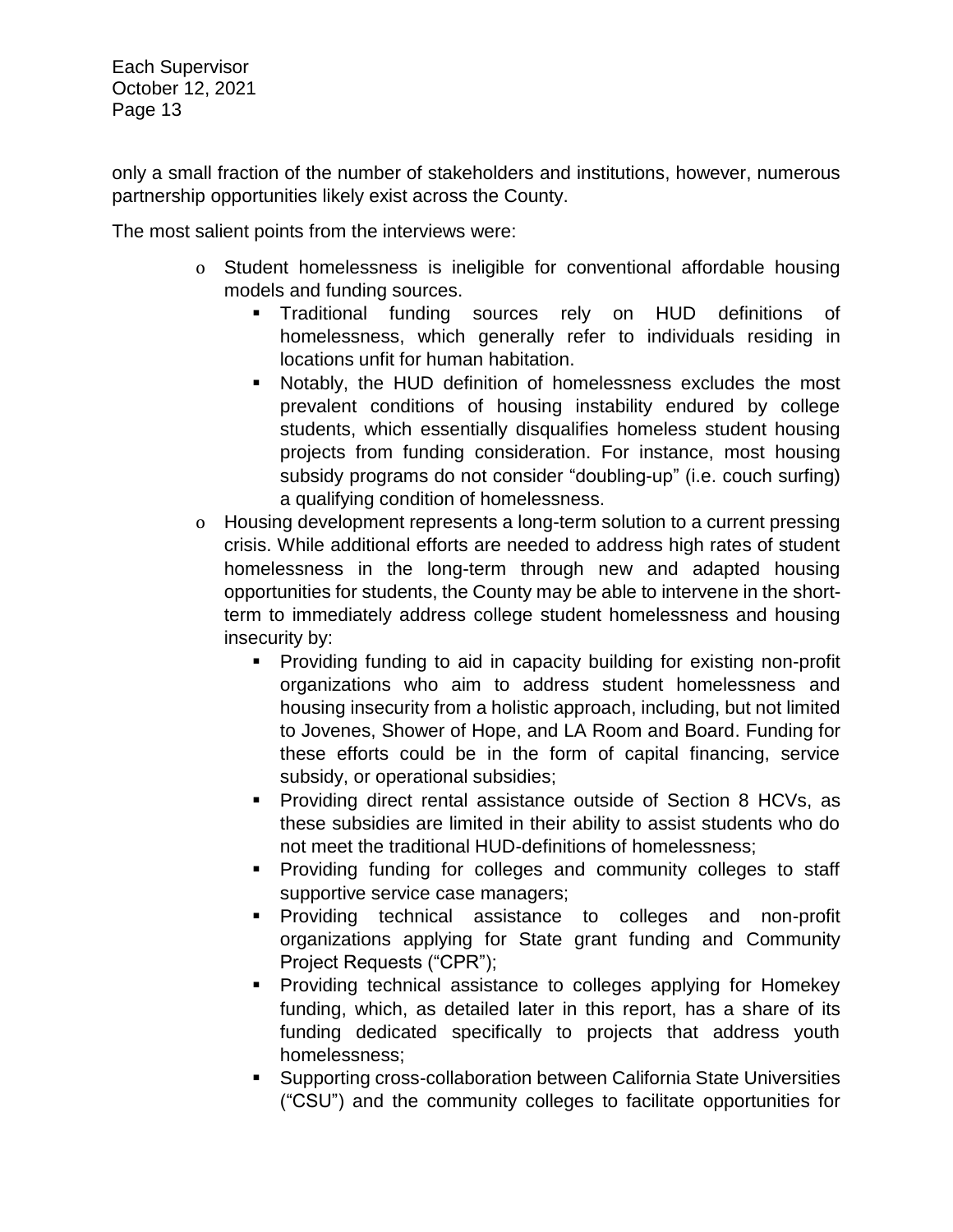only a small fraction of the number of stakeholders and institutions, however, numerous partnership opportunities likely exist across the County.

The most salient points from the interviews were:

- Student homelessness is ineligible for conventional affordable housing models and funding sources.
  - Traditional funding sources rely on HUD definitions of homelessness, which generally refer to individuals residing in locations unfit for human habitation.
  - Notably, the HUD definition of homelessness excludes the most prevalent conditions of housing instability endured by college students, which essentially disqualifies homeless student housing projects from funding consideration. For instance, most housing subsidy programs do not consider "doubling-up" (i.e. couch surfing) a qualifying condition of homelessness.
- Housing development represents a long-term solution to a current pressing crisis. While additional efforts are needed to address high rates of student homelessness in the long-term through new and adapted housing opportunities for students, the County may be able to intervene in the short-term to immediately address college student homelessness and housing insecurity by:
  - Providing funding to aid in capacity building for existing non-profit organizations who aim to address student homelessness and housing insecurity from a holistic approach, including, but not limited to Jovenes, Shower of Hope, and LA Room and Board. Funding for these efforts could be in the form of capital financing, service subsidy, or operational subsidies;
  - Providing direct rental assistance outside of Section 8 HCVs, as these subsidies are limited in their ability to assist students who do not meet the traditional HUD-definitions of homelessness;
  - Providing funding for colleges and community colleges to staff supportive service case managers;
  - Providing technical assistance to colleges and non-profit organizations applying for State grant funding and Community Project Requests ("CPR");
  - Providing technical assistance to colleges applying for Homekey funding, which, as detailed later in this report, has a share of its funding dedicated specifically to projects that address youth homelessness;
  - Supporting cross-collaboration between California State Universities ("CSU") and the community colleges to facilitate opportunities for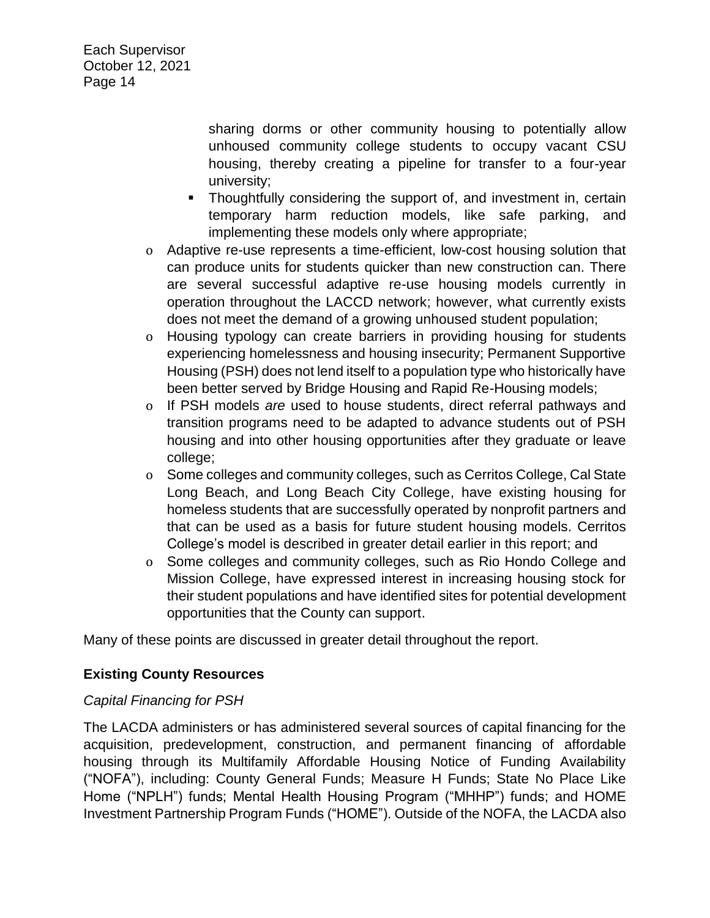- sharing dorms or other community housing to potentially allow unhoused community college students to occupy vacant CSU housing, thereby creating a pipeline for transfer to a four-year university;
    - Thoughtfully considering the support of, and investment in, certain temporary harm reduction models, like safe parking, and implementing these models only where appropriate;
  - Adaptive re-use represents a time-efficient, low-cost housing solution that can produce units for students quicker than new construction can. There are several successful adaptive re-use housing models currently in operation throughout the LACCD network; however, what currently exists does not meet the demand of a growing unhoused student population;
  - Housing typology can create barriers in providing housing for students experiencing homelessness and housing insecurity; Permanent Supportive Housing (PSH) does not lend itself to a population type who historically have been better served by Bridge Housing and Rapid Re-Housing models;
  - If PSH models *are* used to house students, direct referral pathways and transition programs need to be adapted to advance students out of PSH housing and into other housing opportunities after they graduate or leave college;
  - Some colleges and community colleges, such as Cerritos College, Cal State Long Beach, and Long Beach City College, have existing housing for homeless students that are successfully operated by nonprofit partners and that can be used as a basis for future student housing models. Cerritos College's model is described in greater detail earlier in this report; and
  - Some colleges and community colleges, such as Rio Hondo College and Mission College, have expressed interest in increasing housing stock for their student populations and have identified sites for potential development opportunities that the County can support.

Many of these points are discussed in greater detail throughout the report.

**Existing County Resources**

*Capital Financing for PSH*

The LACDA administers or has administered several sources of capital financing for the acquisition, predevelopment, construction, and permanent financing of affordable housing through its Multifamily Affordable Housing Notice of Funding Availability ("NOFA"), including: County General Funds; Measure H Funds; State No Place Like Home ("NPLH") funds; Mental Health Housing Program ("MHHP") funds; and HOME Investment Partnership Program Funds ("HOME"). Outside of the NOFA, the LACDA also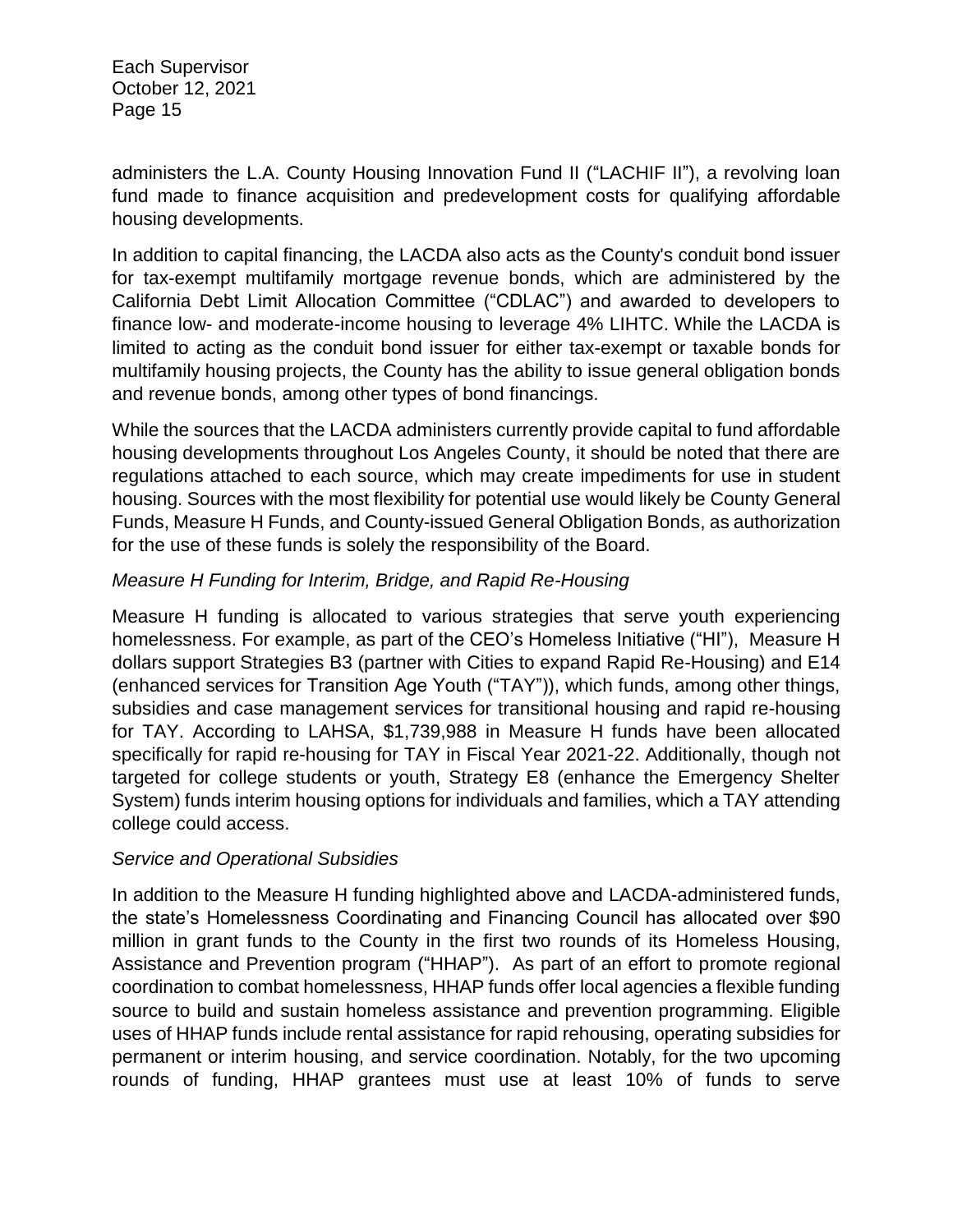administers the L.A. County Housing Innovation Fund II ("LACHIF II"), a revolving loan fund made to finance acquisition and predevelopment costs for qualifying affordable housing developments.

In addition to capital financing, the LACDA also acts as the County's conduit bond issuer for tax-exempt multifamily mortgage revenue bonds, which are administered by the California Debt Limit Allocation Committee ("CDLAC") and awarded to developers to finance low- and moderate-income housing to leverage 4% LIHTC. While the LACDA is limited to acting as the conduit bond issuer for either tax-exempt or taxable bonds for multifamily housing projects, the County has the ability to issue general obligation bonds and revenue bonds, among other types of bond financings.

While the sources that the LACDA administers currently provide capital to fund affordable housing developments throughout Los Angeles County, it should be noted that there are regulations attached to each source, which may create impediments for use in student housing. Sources with the most flexibility for potential use would likely be County General Funds, Measure H Funds, and County-issued General Obligation Bonds, as authorization for the use of these funds is solely the responsibility of the Board.

*Measure H Funding for Interim, Bridge, and Rapid Re-Housing*

Measure H funding is allocated to various strategies that serve youth experiencing homelessness. For example, as part of the CEO's Homeless Initiative ("HI"), Measure H dollars support Strategies B3 (partner with Cities to expand Rapid Re-Housing) and E14 (enhanced services for Transition Age Youth ("TAY")), which funds, among other things, subsidies and case management services for transitional housing and rapid re-housing for TAY. According to LAHSA, $1,739,988 in Measure H funds have been allocated specifically for rapid re-housing for TAY in Fiscal Year 2021-22. Additionally, though not targeted for college students or youth, Strategy E8 (enhance the Emergency Shelter System) funds interim housing options for individuals and families, which a TAY attending college could access.

*Service and Operational Subsidies*

In addition to the Measure H funding highlighted above and LACDA-administered funds, the state's Homelessness Coordinating and Financing Council has allocated over $90 million in grant funds to the County in the first two rounds of its Homeless Housing, Assistance and Prevention program ("HHAP"). As part of an effort to promote regional coordination to combat homelessness, HHAP funds offer local agencies a flexible funding source to build and sustain homeless assistance and prevention programming. Eligible uses of HHAP funds include rental assistance for rapid rehousing, operating subsidies for permanent or interim housing, and service coordination. Notably, for the two upcoming rounds of funding, HHAP grantees must use at least 10% of funds to serve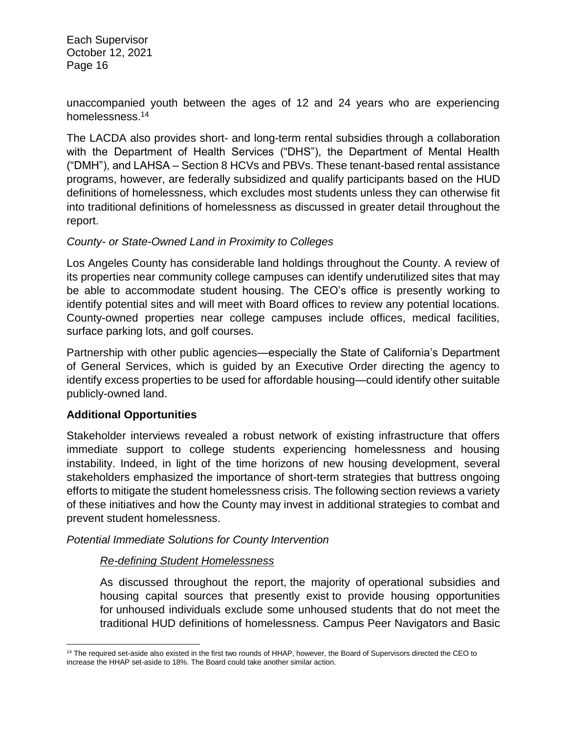unaccompanied youth between the ages of 12 and 24 years who are experiencing homelessness.[14]

The LACDA also provides short- and long-term rental subsidies through a collaboration with the Department of Health Services ("DHS"), the Department of Mental Health ("DMH"), and LAHSA – Section 8 HCVs and PBVs. These tenant-based rental assistance programs, however, are federally subsidized and qualify participants based on the HUD definitions of homelessness, which excludes most students unless they can otherwise fit into traditional definitions of homelessness as discussed in greater detail throughout the report.

*County- or State-Owned Land in Proximity to Colleges*

Los Angeles County has considerable land holdings throughout the County. A review of its properties near community college campuses can identify underutilized sites that may be able to accommodate student housing. The CEO's office is presently working to identify potential sites and will meet with Board offices to review any potential locations. County-owned properties near college campuses include offices, medical facilities, surface parking lots, and golf courses.

Partnership with other public agencies—especially the State of California's Department of General Services, which is guided by an Executive Order directing the agency to identify excess properties to be used for affordable housing—could identify other suitable publicly-owned land.

**Additional Opportunities**

Stakeholder interviews revealed a robust network of existing infrastructure that offers immediate support to college students experiencing homelessness and housing instability. Indeed, in light of the time horizons of new housing development, several stakeholders emphasized the importance of short-term strategies that buttress ongoing efforts to mitigate the student homelessness crisis. The following section reviews a variety of these initiatives and how the County may invest in additional strategies to combat and prevent student homelessness.

*Potential Immediate Solutions for County Intervention*

*<u>Re-defining Student Homelessness</u>*

As discussed throughout the report, the majority of operational subsidies and housing capital sources that presently exist to provide housing opportunities for unhoused individuals exclude some unhoused students that do not meet the traditional HUD definitions of homelessness. Campus Peer Navigators and Basic

---

[14] The required set-aside also existed in the first two rounds of HHAP, however, the Board of Supervisors directed the CEO to increase the HHAP set-aside to 18%. The Board could take another similar action.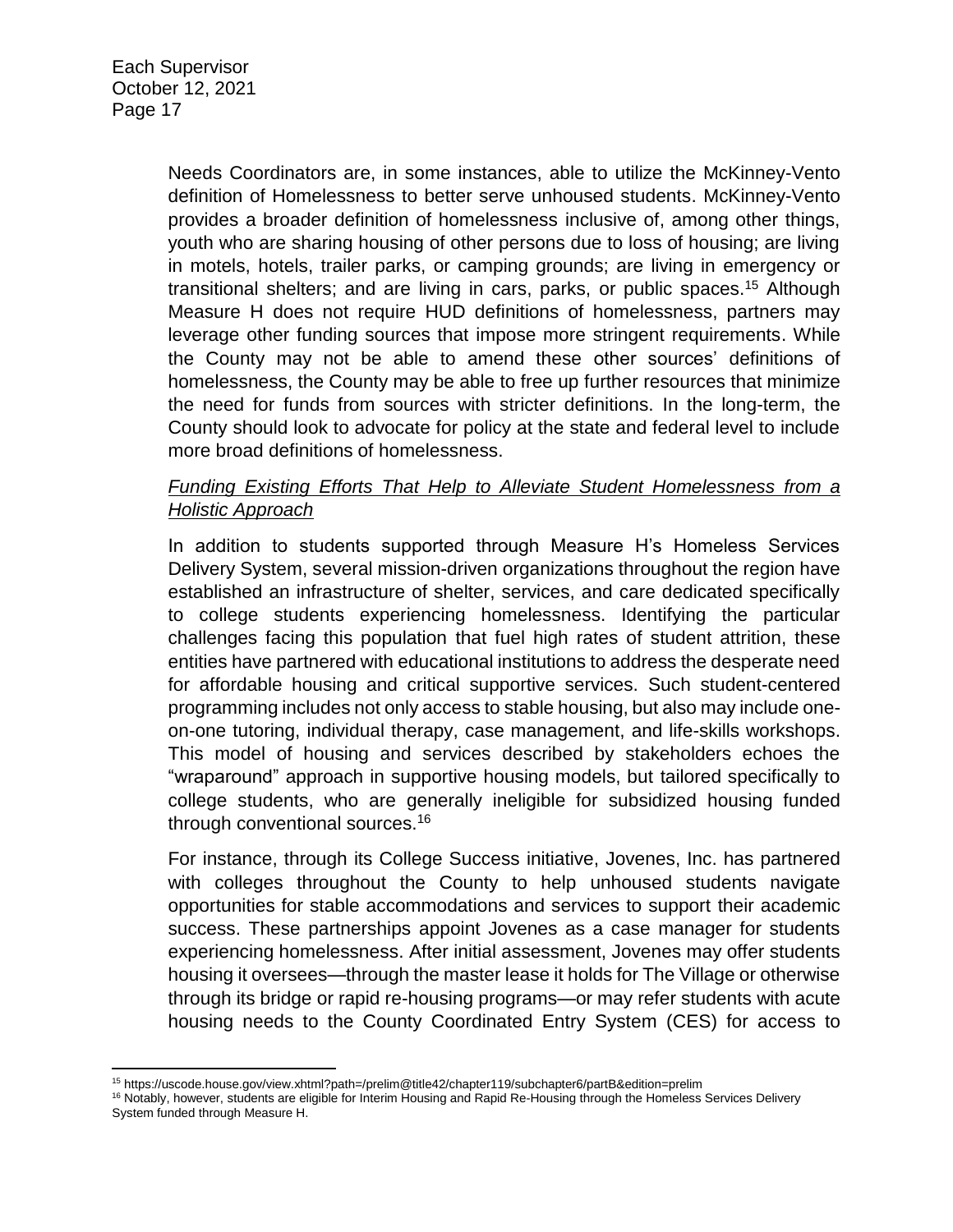Needs Coordinators are, in some instances, able to utilize the McKinney-Vento definition of Homelessness to better serve unhoused students. McKinney-Vento provides a broader definition of homelessness inclusive of, among other things, youth who are sharing housing of other persons due to loss of housing; are living in motels, hotels, trailer parks, or camping grounds; are living in emergency or transitional shelters; and are living in cars, parks, or public spaces.[15] Although Measure H does not require HUD definitions of homelessness, partners may leverage other funding sources that impose more stringent requirements. While the County may not be able to amend these other sources' definitions of homelessness, the County may be able to free up further resources that minimize the need for funds from sources with stricter definitions. In the long-term, the County should look to advocate for policy at the state and federal level to include more broad definitions of homelessness.

*<u>Funding Existing Efforts That Help to Alleviate Student Homelessness from a Holistic Approach</u>*

In addition to students supported through Measure H's Homeless Services Delivery System, several mission-driven organizations throughout the region have established an infrastructure of shelter, services, and care dedicated specifically to college students experiencing homelessness. Identifying the particular challenges facing this population that fuel high rates of student attrition, these entities have partnered with educational institutions to address the desperate need for affordable housing and critical supportive services. Such student-centered programming includes not only access to stable housing, but also may include one-on-one tutoring, individual therapy, case management, and life-skills workshops. This model of housing and services described by stakeholders echoes the "wraparound" approach in supportive housing models, but tailored specifically to college students, who are generally ineligible for subsidized housing funded through conventional sources.[16]

For instance, through its College Success initiative, Jovenes, Inc. has partnered with colleges throughout the County to help unhoused students navigate opportunities for stable accommodations and services to support their academic success. These partnerships appoint Jovenes as a case manager for students experiencing homelessness. After initial assessment, Jovenes may offer students housing it oversees—through the master lease it holds for The Village or otherwise through its bridge or rapid re-housing programs—or may refer students with acute housing needs to the County Coordinated Entry System (CES) for access to

---

[15] https://uscode.house.gov/view.xhtml?path=/prelim@title42/chapter119/subchapter6/partB&edition=prelim

[16] Notably, however, students are eligible for Interim Housing and Rapid Re-Housing through the Homeless Services Delivery System funded through Measure H.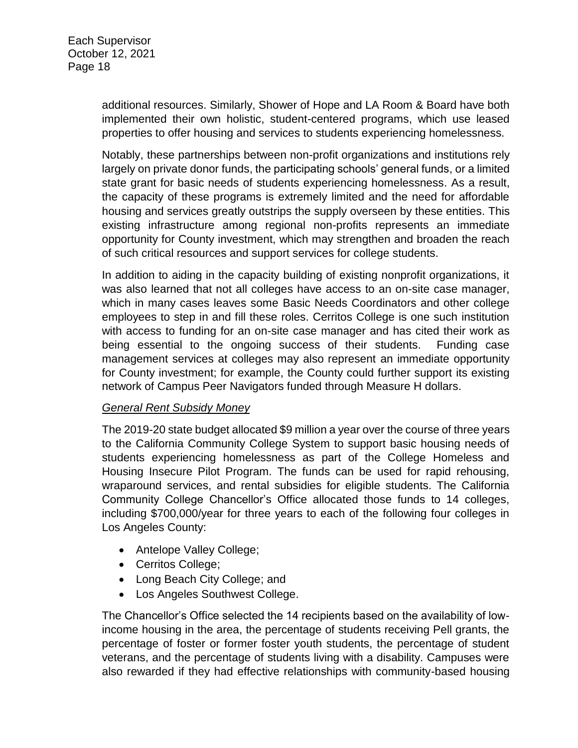additional resources. Similarly, Shower of Hope and LA Room & Board have both implemented their own holistic, student-centered programs, which use leased properties to offer housing and services to students experiencing homelessness.

Notably, these partnerships between non-profit organizations and institutions rely largely on private donor funds, the participating schools' general funds, or a limited state grant for basic needs of students experiencing homelessness. As a result, the capacity of these programs is extremely limited and the need for affordable housing and services greatly outstrips the supply overseen by these entities. This existing infrastructure among regional non-profits represents an immediate opportunity for County investment, which may strengthen and broaden the reach of such critical resources and support services for college students.

In addition to aiding in the capacity building of existing nonprofit organizations, it was also learned that not all colleges have access to an on-site case manager, which in many cases leaves some Basic Needs Coordinators and other college employees to step in and fill these roles. Cerritos College is one such institution with access to funding for an on-site case manager and has cited their work as being essential to the ongoing success of their students. Funding case management services at colleges may also represent an immediate opportunity for County investment; for example, the County could further support its existing network of Campus Peer Navigators funded through Measure H dollars.

*General Rent Subsidy Money*

The 2019-20 state budget allocated $9 million a year over the course of three years to the California Community College System to support basic housing needs of students experiencing homelessness as part of the College Homeless and Housing Insecure Pilot Program. The funds can be used for rapid rehousing, wraparound services, and rental subsidies for eligible students. The California Community College Chancellor's Office allocated those funds to 14 colleges, including $700,000/year for three years to each of the following four colleges in Los Angeles County:

- Antelope Valley College;
- Cerritos College;
- Long Beach City College; and
- Los Angeles Southwest College.

The Chancellor's Office selected the 14 recipients based on the availability of low-income housing in the area, the percentage of students receiving Pell grants, the percentage of foster or former foster youth students, the percentage of student veterans, and the percentage of students living with a disability. Campuses were also rewarded if they had effective relationships with community-based housing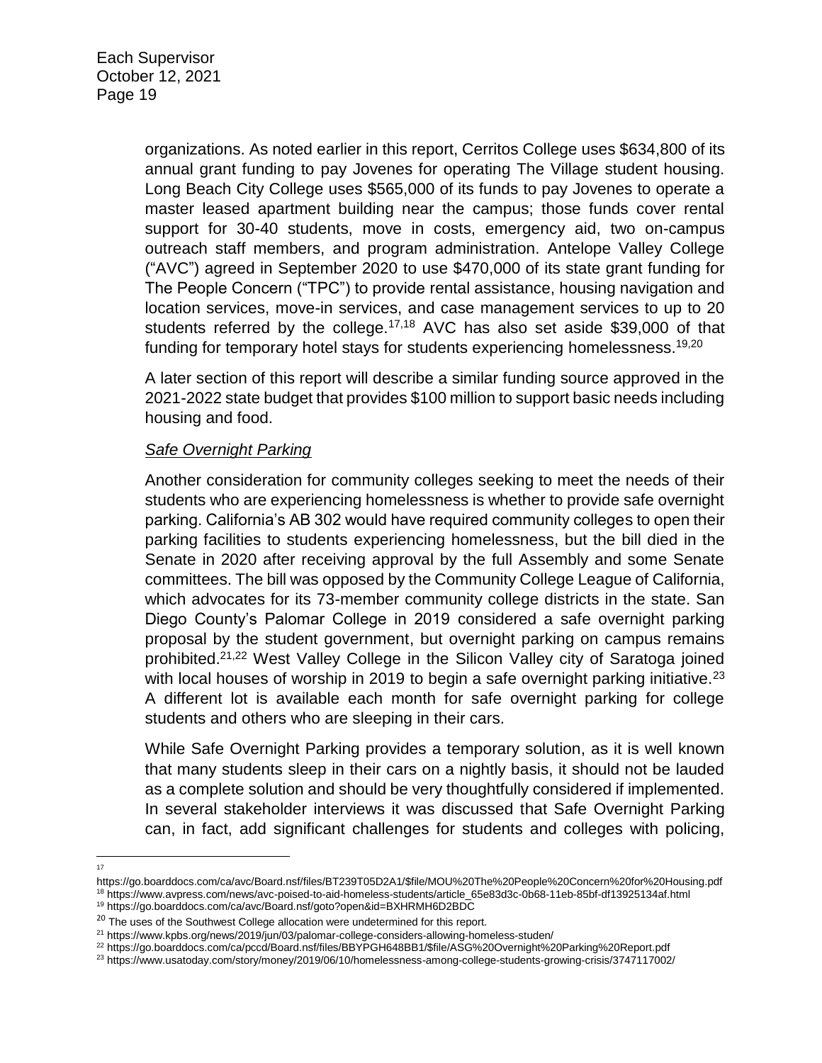organizations. As noted earlier in this report, Cerritos College uses $634,800 of its annual grant funding to pay Jovenes for operating The Village student housing. Long Beach City College uses $565,000 of its funds to pay Jovenes to operate a master leased apartment building near the campus; those funds cover rental support for 30-40 students, move in costs, emergency aid, two on-campus outreach staff members, and program administration. Antelope Valley College ("AVC") agreed in September 2020 to use $470,000 of its state grant funding for The People Concern ("TPC") to provide rental assistance, housing navigation and location services, move-in services, and case management services to up to 20 students referred by the college.[17,18] AVC has also set aside $39,000 of that funding for temporary hotel stays for students experiencing homelessness.[19,20]

A later section of this report will describe a similar funding source approved in the 2021-2022 state budget that provides $100 million to support basic needs including housing and food.

*Safe Overnight Parking*

Another consideration for community colleges seeking to meet the needs of their students who are experiencing homelessness is whether to provide safe overnight parking. California's AB 302 would have required community colleges to open their parking facilities to students experiencing homelessness, but the bill died in the Senate in 2020 after receiving approval by the full Assembly and some Senate committees. The bill was opposed by the Community College League of California, which advocates for its 73-member community college districts in the state. San Diego County's Palomar College in 2019 considered a safe overnight parking proposal by the student government, but overnight parking on campus remains prohibited.[21,22] West Valley College in the Silicon Valley city of Saratoga joined with local houses of worship in 2019 to begin a safe overnight parking initiative.[23] A different lot is available each month for safe overnight parking for college students and others who are sleeping in their cars.

While Safe Overnight Parking provides a temporary solution, as it is well known that many students sleep in their cars on a nightly basis, it should not be lauded as a complete solution and should be very thoughtfully considered if implemented. In several stakeholder interviews it was discussed that Safe Overnight Parking can, in fact, add significant challenges for students and colleges with policing,

---

[17] https://go.boarddocs.com/ca/avc/Board.nsf/files/BT239T05D2A1/$file/MOU%20The%20People%20Concern%20for%20Housing.pdf

[18] https://www.avpress.com/news/avc-poised-to-aid-homeless-students/article_65e83d3c-0b68-11eb-85bf-df13925134af.html

[19] https://go.boarddocs.com/ca/avc/Board.nsf/goto?open&id=BXHRMH6D2BDC

[20] The uses of the Southwest College allocation were undetermined for this report.

[21] https://www.kpbs.org/news/2019/jun/03/palomar-college-considers-allowing-homeless-studen/

[22] https://go.boarddocs.com/ca/pccd/Board.nsf/files/BBYPGH648BB1/$file/ASG%20Overnight%20Parking%20Report.pdf

[23] https://www.usatoday.com/story/money/2019/06/10/homelessness-among-college-students-growing-crisis/3747117002/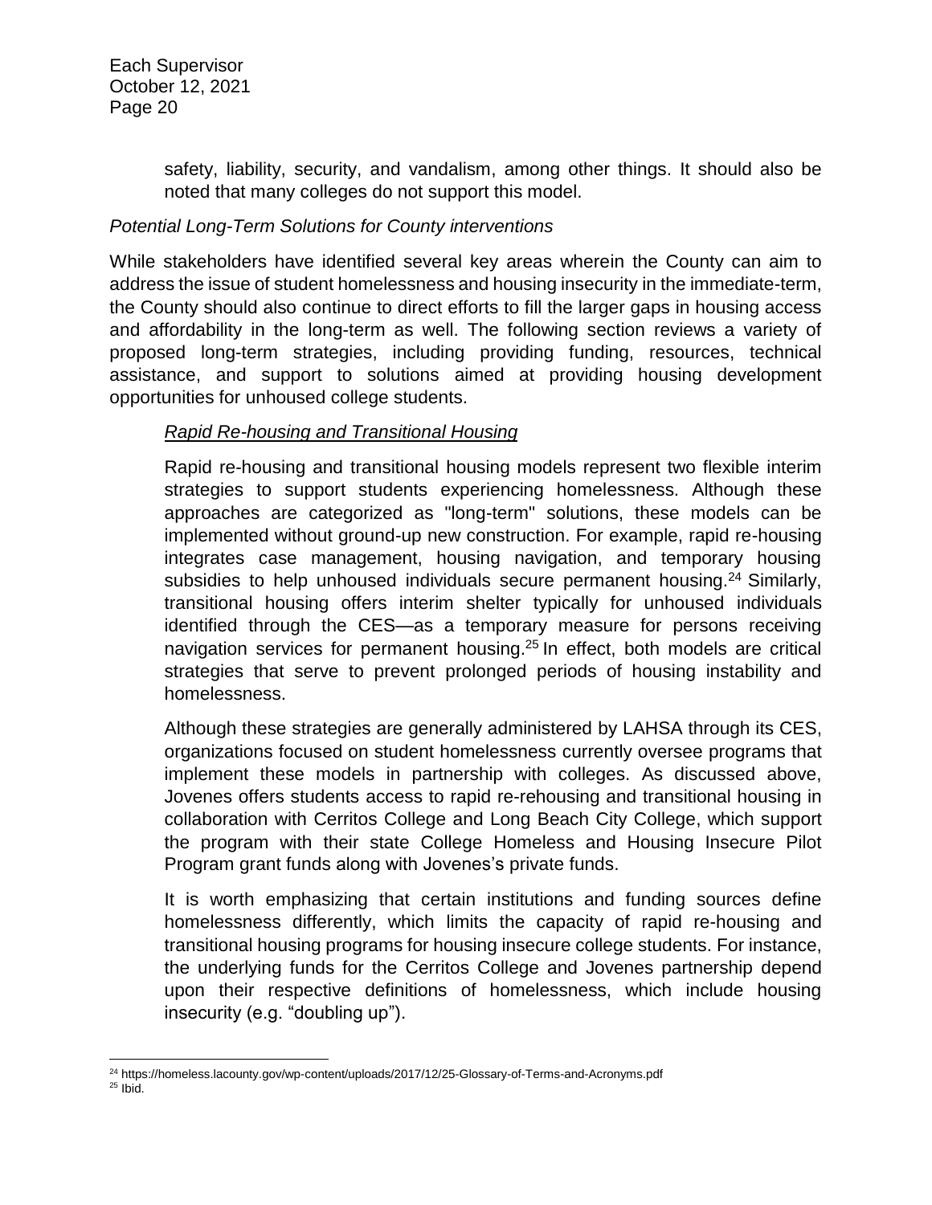safety, liability, security, and vandalism, among other things. It should also be noted that many colleges do not support this model.

*Potential Long-Term Solutions for County interventions*

While stakeholders have identified several key areas wherein the County can aim to address the issue of student homelessness and housing insecurity in the immediate-term, the County should also continue to direct efforts to fill the larger gaps in housing access and affordability in the long-term as well. The following section reviews a variety of proposed long-term strategies, including providing funding, resources, technical assistance, and support to solutions aimed at providing housing development opportunities for unhoused college students.

*Rapid Re-housing and Transitional Housing*

Rapid re-housing and transitional housing models represent two flexible interim strategies to support students experiencing homelessness. Although these approaches are categorized as "long-term" solutions, these models can be implemented without ground-up new construction. For example, rapid re-housing integrates case management, housing navigation, and temporary housing subsidies to help unhoused individuals secure permanent housing.[24] Similarly, transitional housing offers interim shelter typically for unhoused individuals identified through the CES—as a temporary measure for persons receiving navigation services for permanent housing.[25] In effect, both models are critical strategies that serve to prevent prolonged periods of housing instability and homelessness.

Although these strategies are generally administered by LAHSA through its CES, organizations focused on student homelessness currently oversee programs that implement these models in partnership with colleges. As discussed above, Jovenes offers students access to rapid re-rehousing and transitional housing in collaboration with Cerritos College and Long Beach City College, which support the program with their state College Homeless and Housing Insecure Pilot Program grant funds along with Jovenes's private funds.

It is worth emphasizing that certain institutions and funding sources define homelessness differently, which limits the capacity of rapid re-housing and transitional housing programs for housing insecure college students. For instance, the underlying funds for the Cerritos College and Jovenes partnership depend upon their respective definitions of homelessness, which include housing insecurity (e.g. "doubling up").

---

[24] https://homeless.lacounty.gov/wp-content/uploads/2017/12/25-Glossary-of-Terms-and-Acronyms.pdf

[25] Ibid.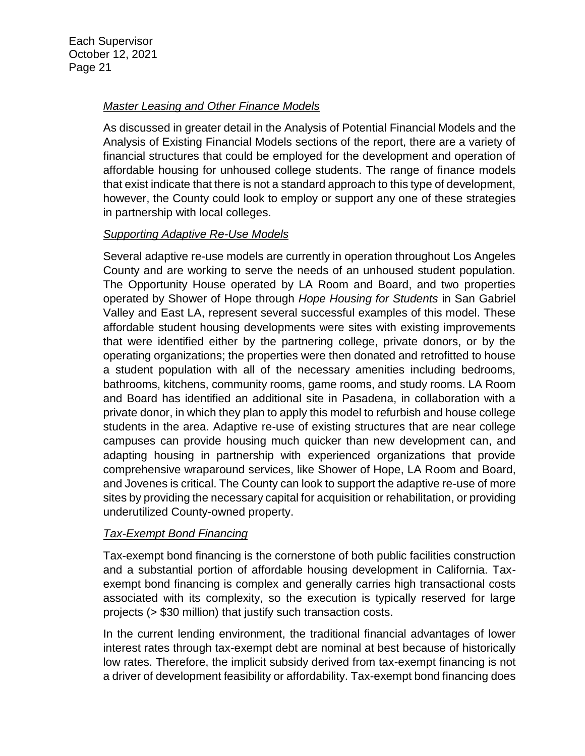*Master Leasing and Other Finance Models*

As discussed in greater detail in the Analysis of Potential Financial Models and the Analysis of Existing Financial Models sections of the report, there are a variety of financial structures that could be employed for the development and operation of affordable housing for unhoused college students. The range of finance models that exist indicate that there is not a standard approach to this type of development, however, the County could look to employ or support any one of these strategies in partnership with local colleges.

*Supporting Adaptive Re-Use Models*

Several adaptive re-use models are currently in operation throughout Los Angeles County and are working to serve the needs of an unhoused student population. The Opportunity House operated by LA Room and Board, and two properties operated by Shower of Hope through *Hope Housing for Students* in San Gabriel Valley and East LA, represent several successful examples of this model. These affordable student housing developments were sites with existing improvements that were identified either by the partnering college, private donors, or by the operating organizations; the properties were then donated and retrofitted to house a student population with all of the necessary amenities including bedrooms, bathrooms, kitchens, community rooms, game rooms, and study rooms. LA Room and Board has identified an additional site in Pasadena, in collaboration with a private donor, in which they plan to apply this model to refurbish and house college students in the area. Adaptive re-use of existing structures that are near college campuses can provide housing much quicker than new development can, and adapting housing in partnership with experienced organizations that provide comprehensive wraparound services, like Shower of Hope, LA Room and Board, and Jovenes is critical. The County can look to support the adaptive re-use of more sites by providing the necessary capital for acquisition or rehabilitation, or providing underutilized County-owned property.

*Tax-Exempt Bond Financing*

Tax-exempt bond financing is the cornerstone of both public facilities construction and a substantial portion of affordable housing development in California. Tax-exempt bond financing is complex and generally carries high transactional costs associated with its complexity, so the execution is typically reserved for large projects (> $30 million) that justify such transaction costs.

In the current lending environment, the traditional financial advantages of lower interest rates through tax-exempt debt are nominal at best because of historically low rates. Therefore, the implicit subsidy derived from tax-exempt financing is not a driver of development feasibility or affordability. Tax-exempt bond financing does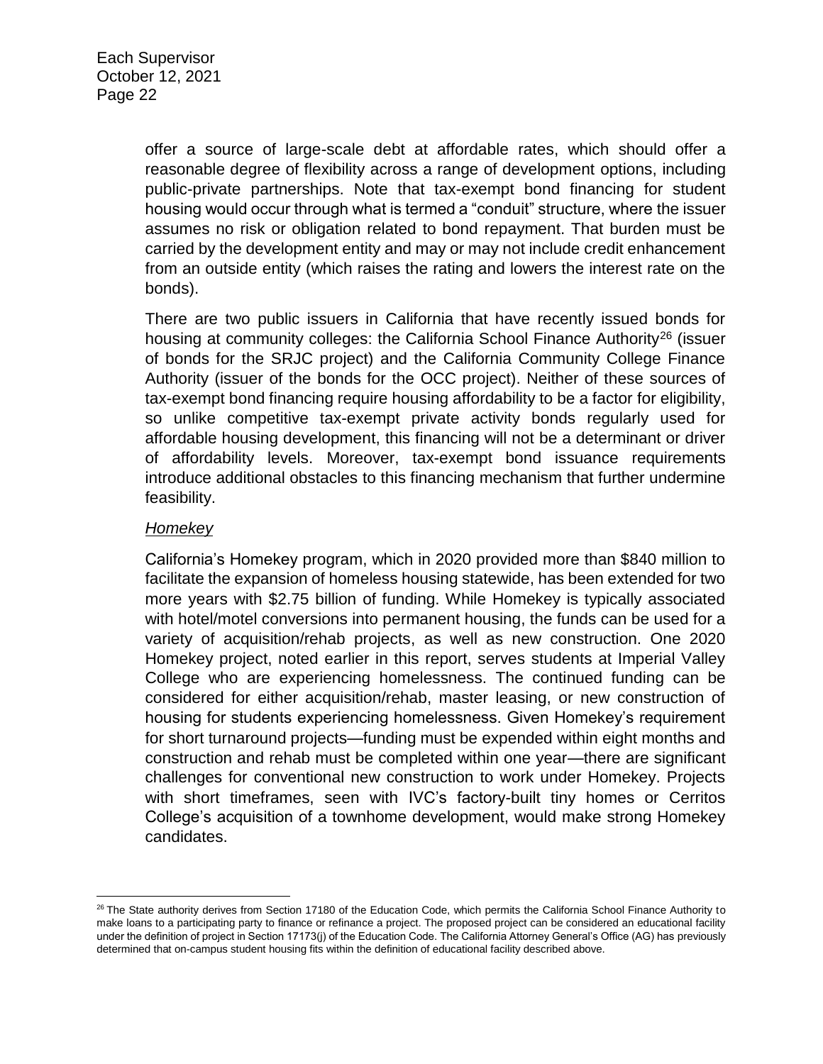offer a source of large-scale debt at affordable rates, which should offer a reasonable degree of flexibility across a range of development options, including public-private partnerships. Note that tax-exempt bond financing for student housing would occur through what is termed a "conduit" structure, where the issuer assumes no risk or obligation related to bond repayment. That burden must be carried by the development entity and may or may not include credit enhancement from an outside entity (which raises the rating and lowers the interest rate on the bonds).

There are two public issuers in California that have recently issued bonds for housing at community colleges: the California School Finance Authority[26] (issuer of bonds for the SRJC project) and the California Community College Finance Authority (issuer of the bonds for the OCC project). Neither of these sources of tax-exempt bond financing require housing affordability to be a factor for eligibility, so unlike competitive tax-exempt private activity bonds regularly used for affordable housing development, this financing will not be a determinant or driver of affordability levels. Moreover, tax-exempt bond issuance requirements introduce additional obstacles to this financing mechanism that further undermine feasibility.

*Homekey*

California's Homekey program, which in 2020 provided more than $840 million to facilitate the expansion of homeless housing statewide, has been extended for two more years with $2.75 billion of funding. While Homekey is typically associated with hotel/motel conversions into permanent housing, the funds can be used for a variety of acquisition/rehab projects, as well as new construction. One 2020 Homekey project, noted earlier in this report, serves students at Imperial Valley College who are experiencing homelessness. The continued funding can be considered for either acquisition/rehab, master leasing, or new construction of housing for students experiencing homelessness. Given Homekey's requirement for short turnaround projects—funding must be expended within eight months and construction and rehab must be completed within one year—there are significant challenges for conventional new construction to work under Homekey. Projects with short timeframes, seen with IVC's factory-built tiny homes or Cerritos College's acquisition of a townhome development, would make strong Homekey candidates.

[26] The State authority derives from Section 17180 of the Education Code, which permits the California School Finance Authority to make loans to a participating party to finance or refinance a project. The proposed project can be considered an educational facility under the definition of project in Section 17173(j) of the Education Code. The California Attorney General's Office (AG) has previously determined that on-campus student housing fits within the definition of educational facility described above.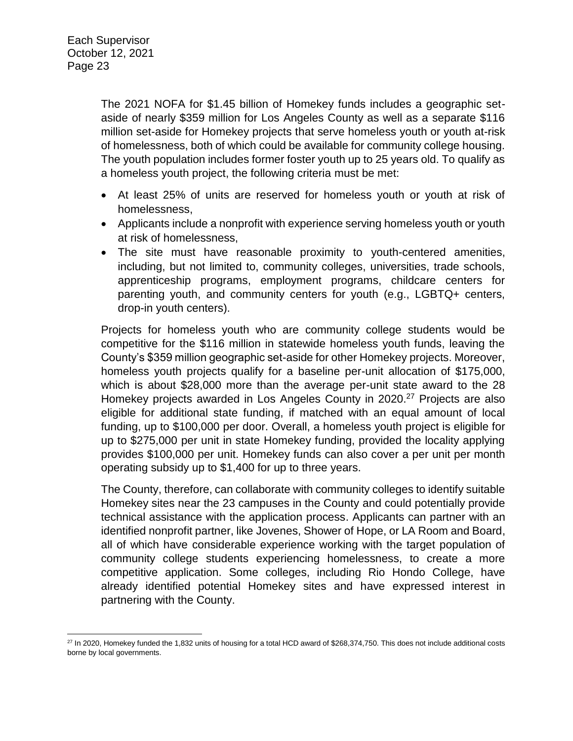The 2021 NOFA for $1.45 billion of Homekey funds includes a geographic set-aside of nearly $359 million for Los Angeles County as well as a separate $116 million set-aside for Homekey projects that serve homeless youth or youth at-risk of homelessness, both of which could be available for community college housing. The youth population includes former foster youth up to 25 years old. To qualify as a homeless youth project, the following criteria must be met:

- At least 25% of units are reserved for homeless youth or youth at risk of homelessness,
- Applicants include a nonprofit with experience serving homeless youth or youth at risk of homelessness,
- The site must have reasonable proximity to youth-centered amenities, including, but not limited to, community colleges, universities, trade schools, apprenticeship programs, employment programs, childcare centers for parenting youth, and community centers for youth (e.g., LGBTQ+ centers, drop-in youth centers).

Projects for homeless youth who are community college students would be competitive for the $116 million in statewide homeless youth funds, leaving the County's $359 million geographic set-aside for other Homekey projects. Moreover, homeless youth projects qualify for a baseline per-unit allocation of $175,000, which is about $28,000 more than the average per-unit state award to the 28 Homekey projects awarded in Los Angeles County in 2020.[27] Projects are also eligible for additional state funding, if matched with an equal amount of local funding, up to $100,000 per door. Overall, a homeless youth project is eligible for up to $275,000 per unit in state Homekey funding, provided the locality applying provides $100,000 per unit. Homekey funds can also cover a per unit per month operating subsidy up to $1,400 for up to three years.

The County, therefore, can collaborate with community colleges to identify suitable Homekey sites near the 23 campuses in the County and could potentially provide technical assistance with the application process. Applicants can partner with an identified nonprofit partner, like Jovenes, Shower of Hope, or LA Room and Board, all of which have considerable experience working with the target population of community college students experiencing homelessness, to create a more competitive application. Some colleges, including Rio Hondo College, have already identified potential Homekey sites and have expressed interest in partnering with the County.

[27] In 2020, Homekey funded the 1,832 units of housing for a total HCD award of $268,374,750. This does not include additional costs borne by local governments.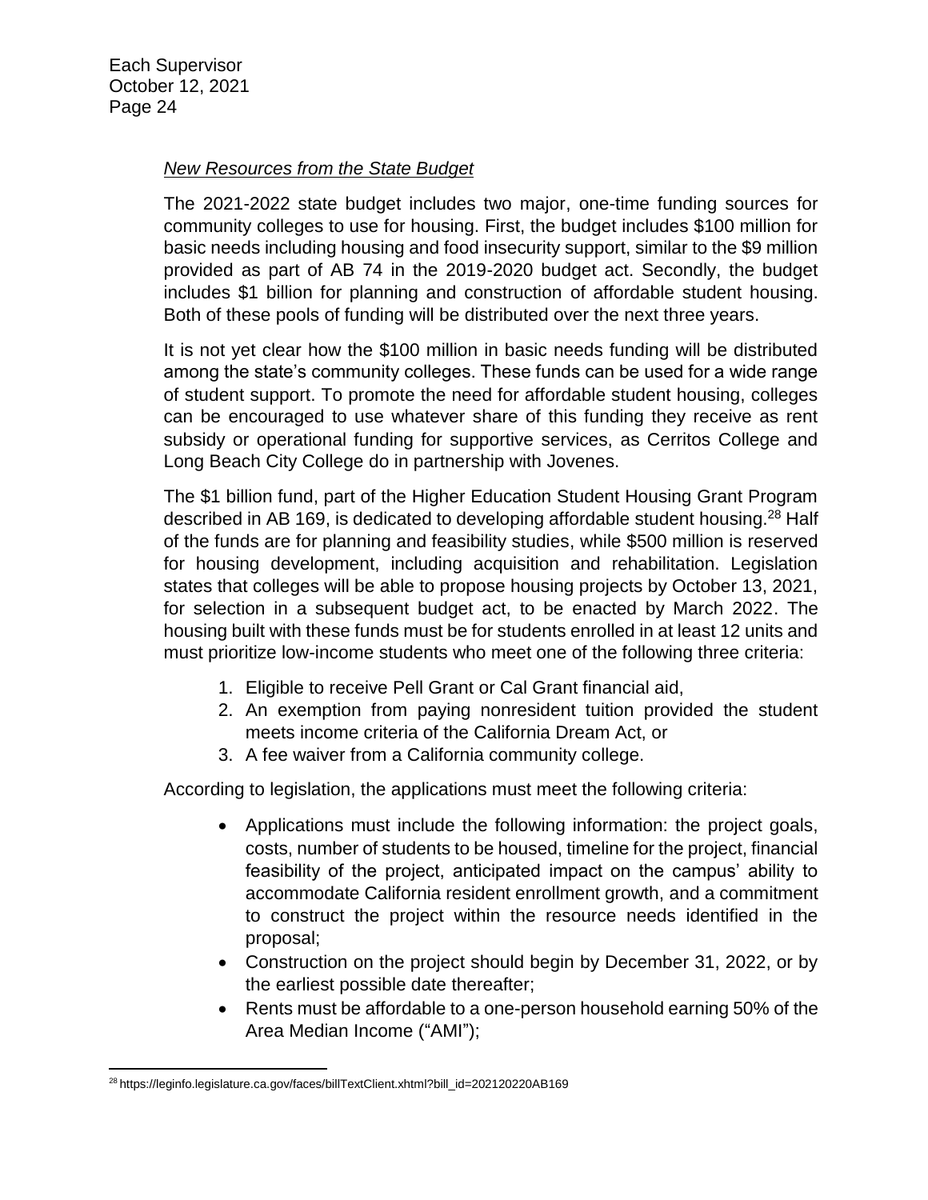*New Resources from the State Budget*

The 2021-2022 state budget includes two major, one-time funding sources for community colleges to use for housing. First, the budget includes \$100 million for basic needs including housing and food insecurity support, similar to the \$9 million provided as part of AB 74 in the 2019-2020 budget act. Secondly, the budget includes \$1 billion for planning and construction of affordable student housing. Both of these pools of funding will be distributed over the next three years.

It is not yet clear how the \$100 million in basic needs funding will be distributed among the state's community colleges. These funds can be used for a wide range of student support. To promote the need for affordable student housing, colleges can be encouraged to use whatever share of this funding they receive as rent subsidy or operational funding for supportive services, as Cerritos College and Long Beach City College do in partnership with Jovenes.

The \$1 billion fund, part of the Higher Education Student Housing Grant Program described in AB 169, is dedicated to developing affordable student housing.[28] Half of the funds are for planning and feasibility studies, while \$500 million is reserved for housing development, including acquisition and rehabilitation. Legislation states that colleges will be able to propose housing projects by October 13, 2021, for selection in a subsequent budget act, to be enacted by March 2022. The housing built with these funds must be for students enrolled in at least 12 units and must prioritize low-income students who meet one of the following three criteria:

1. Eligible to receive Pell Grant or Cal Grant financial aid,
2. An exemption from paying nonresident tuition provided the student meets income criteria of the California Dream Act, or
3. A fee waiver from a California community college.

According to legislation, the applications must meet the following criteria:

- Applications must include the following information: the project goals, costs, number of students to be housed, timeline for the project, financial feasibility of the project, anticipated impact on the campus' ability to accommodate California resident enrollment growth, and a commitment to construct the project within the resource needs identified in the proposal;
- Construction on the project should begin by December 31, 2022, or by the earliest possible date thereafter;
- Rents must be affordable to a one-person household earning 50% of the Area Median Income ("AMI");

[28] https://leginfo.legislature.ca.gov/faces/billTextClient.xhtml?bill_id=202120220AB169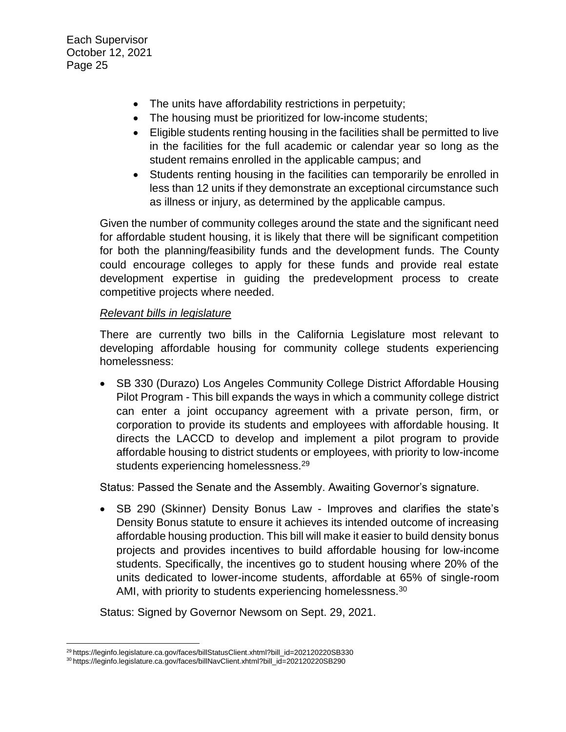- The units have affordability restrictions in perpetuity;
- The housing must be prioritized for low-income students;
- Eligible students renting housing in the facilities shall be permitted to live in the facilities for the full academic or calendar year so long as the student remains enrolled in the applicable campus; and
- Students renting housing in the facilities can temporarily be enrolled in less than 12 units if they demonstrate an exceptional circumstance such as illness or injury, as determined by the applicable campus.

Given the number of community colleges around the state and the significant need for affordable student housing, it is likely that there will be significant competition for both the planning/feasibility funds and the development funds. The County could encourage colleges to apply for these funds and provide real estate development expertise in guiding the predevelopment process to create competitive projects where needed.

*Relevant bills in legislature*

There are currently two bills in the California Legislature most relevant to developing affordable housing for community college students experiencing homelessness:

- SB 330 (Durazo) Los Angeles Community College District Affordable Housing Pilot Program - This bill expands the ways in which a community college district can enter a joint occupancy agreement with a private person, firm, or corporation to provide its students and employees with affordable housing. It directs the LACCD to develop and implement a pilot program to provide affordable housing to district students or employees, with priority to low-income students experiencing homelessness.[29]

Status: Passed the Senate and the Assembly. Awaiting Governor's signature.

- SB 290 (Skinner) Density Bonus Law - Improves and clarifies the state's Density Bonus statute to ensure it achieves its intended outcome of increasing affordable housing production. This bill will make it easier to build density bonus projects and provides incentives to build affordable housing for low-income students. Specifically, the incentives go to student housing where 20% of the units dedicated to lower-income students, affordable at 65% of single-room AMI, with priority to students experiencing homelessness.[30]

Status: Signed by Governor Newsom on Sept. 29, 2021.

---

[29] https://leginfo.legislature.ca.gov/faces/billStatusClient.xhtml?bill_id=202120220SB330

[30] https://leginfo.legislature.ca.gov/faces/billNavClient.xhtml?bill_id=202120220SB290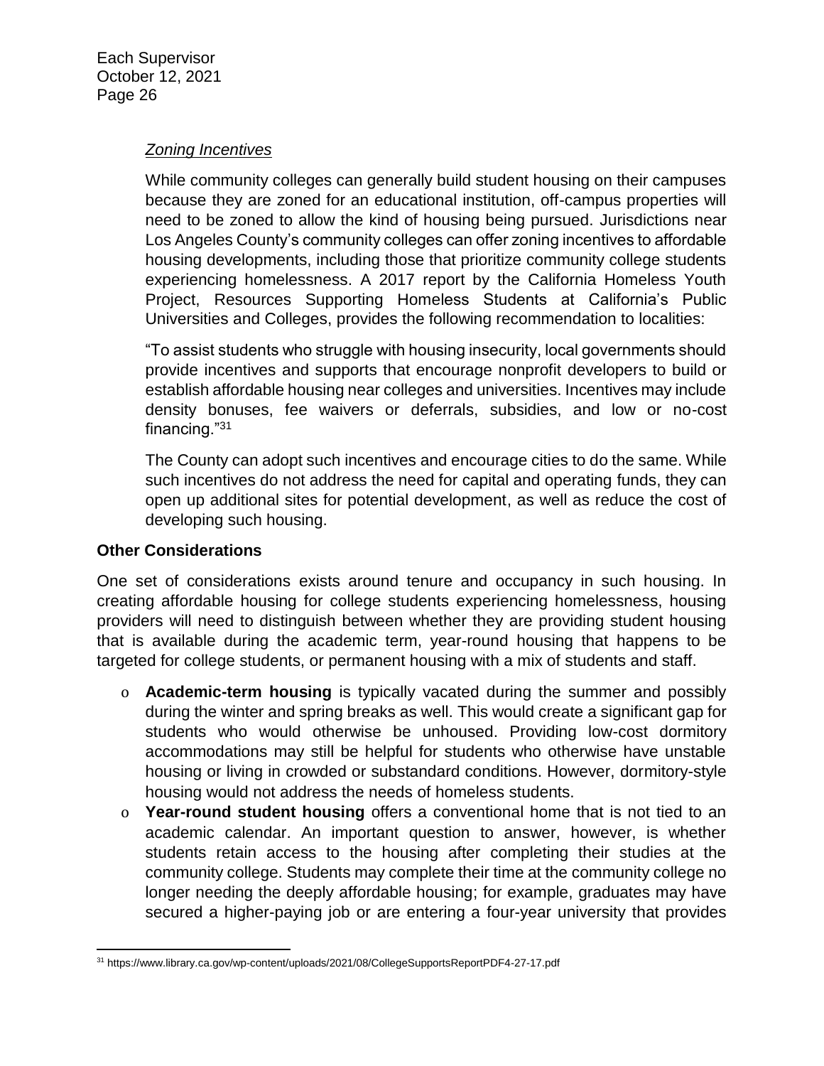*Zoning Incentives*

While community colleges can generally build student housing on their campuses because they are zoned for an educational institution, off-campus properties will need to be zoned to allow the kind of housing being pursued. Jurisdictions near Los Angeles County's community colleges can offer zoning incentives to affordable housing developments, including those that prioritize community college students experiencing homelessness. A 2017 report by the California Homeless Youth Project, Resources Supporting Homeless Students at California's Public Universities and Colleges, provides the following recommendation to localities:

"To assist students who struggle with housing insecurity, local governments should provide incentives and supports that encourage nonprofit developers to build or establish affordable housing near colleges and universities. Incentives may include density bonuses, fee waivers or deferrals, subsidies, and low or no-cost financing."[31]

The County can adopt such incentives and encourage cities to do the same. While such incentives do not address the need for capital and operating funds, they can open up additional sites for potential development, as well as reduce the cost of developing such housing.

**Other Considerations**

One set of considerations exists around tenure and occupancy in such housing. In creating affordable housing for college students experiencing homelessness, housing providers will need to distinguish between whether they are providing student housing that is available during the academic term, year-round housing that happens to be targeted for college students, or permanent housing with a mix of students and staff.

- **Academic-term housing** is typically vacated during the summer and possibly during the winter and spring breaks as well. This would create a significant gap for students who would otherwise be unhoused. Providing low-cost dormitory accommodations may still be helpful for students who otherwise have unstable housing or living in crowded or substandard conditions. However, dormitory-style housing would not address the needs of homeless students.
- **Year-round student housing** offers a conventional home that is not tied to an academic calendar. An important question to answer, however, is whether students retain access to the housing after completing their studies at the community college. Students may complete their time at the community college no longer needing the deeply affordable housing; for example, graduates may have secured a higher-paying job or are entering a four-year university that provides

---

[31] https://www.library.ca.gov/wp-content/uploads/2021/08/CollegeSupportsReportPDF4-27-17.pdf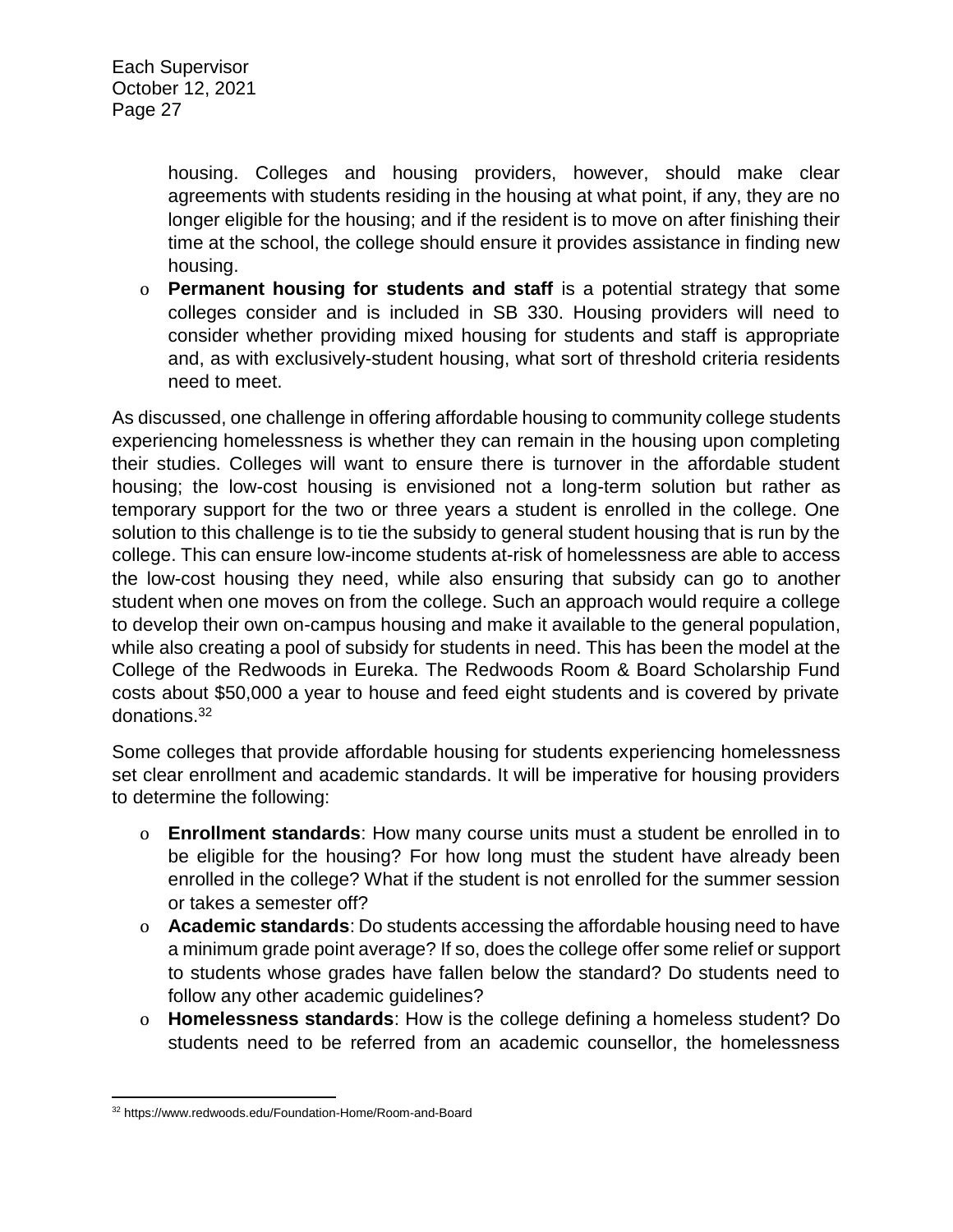housing. Colleges and housing providers, however, should make clear agreements with students residing in the housing at what point, if any, they are no longer eligible for the housing; and if the resident is to move on after finishing their time at the school, the college should ensure it provides assistance in finding new housing.

- **Permanent housing for students and staff** is a potential strategy that some colleges consider and is included in SB 330. Housing providers will need to consider whether providing mixed housing for students and staff is appropriate and, as with exclusively-student housing, what sort of threshold criteria residents need to meet.

As discussed, one challenge in offering affordable housing to community college students experiencing homelessness is whether they can remain in the housing upon completing their studies. Colleges will want to ensure there is turnover in the affordable student housing; the low-cost housing is envisioned not a long-term solution but rather as temporary support for the two or three years a student is enrolled in the college. One solution to this challenge is to tie the subsidy to general student housing that is run by the college. This can ensure low-income students at-risk of homelessness are able to access the low-cost housing they need, while also ensuring that subsidy can go to another student when one moves on from the college. Such an approach would require a college to develop their own on-campus housing and make it available to the general population, while also creating a pool of subsidy for students in need. This has been the model at the College of the Redwoods in Eureka. The Redwoods Room & Board Scholarship Fund costs about $50,000 a year to house and feed eight students and is covered by private donations.[32]

Some colleges that provide affordable housing for students experiencing homelessness set clear enrollment and academic standards. It will be imperative for housing providers to determine the following:

- **Enrollment standards**: How many course units must a student be enrolled in to be eligible for the housing? For how long must the student have already been enrolled in the college? What if the student is not enrolled for the summer session or takes a semester off?
- **Academic standards**: Do students accessing the affordable housing need to have a minimum grade point average? If so, does the college offer some relief or support to students whose grades have fallen below the standard? Do students need to follow any other academic guidelines?
- **Homelessness standards**: How is the college defining a homeless student? Do students need to be referred from an academic counsellor, the homelessness

[32] https://www.redwoods.edu/Foundation-Home/Room-and-Board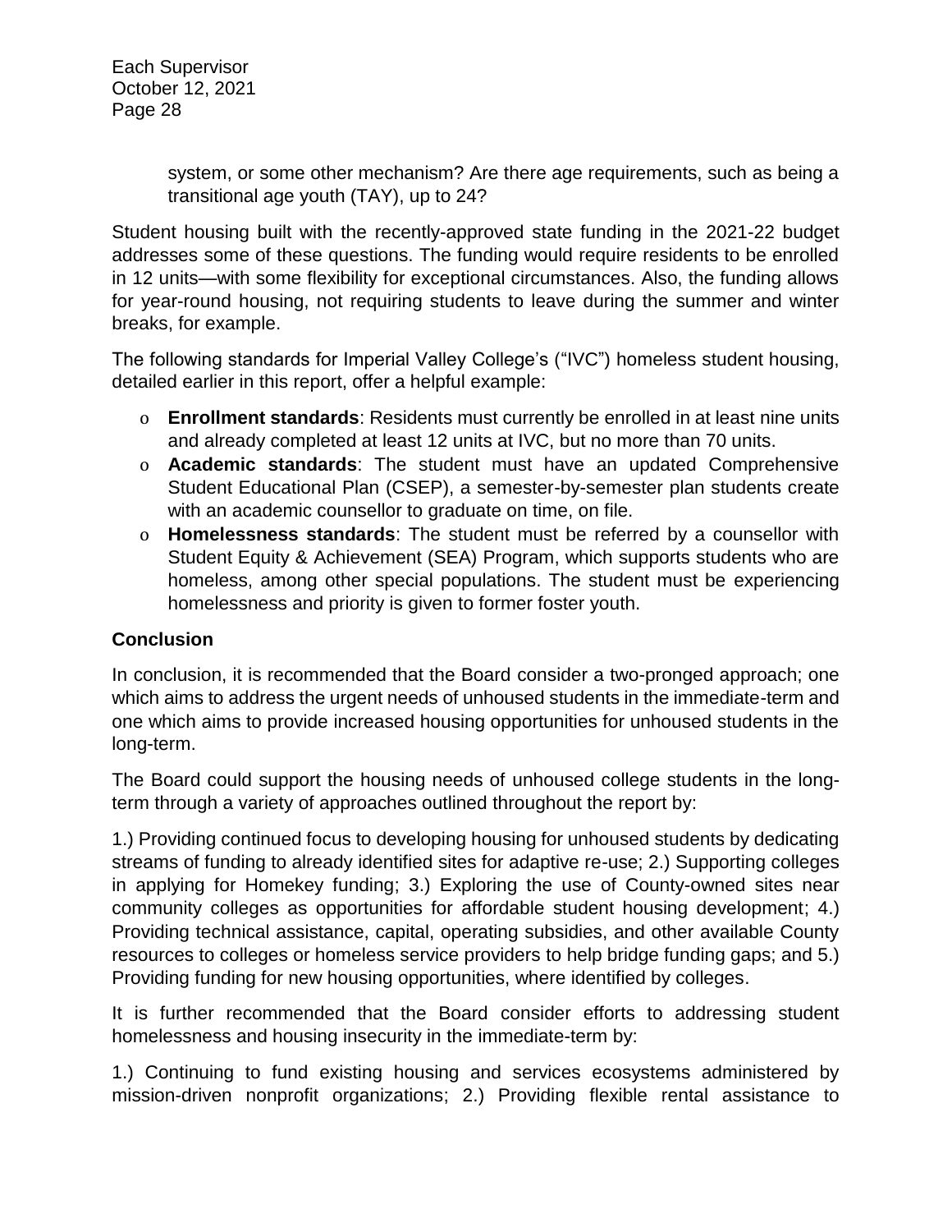system, or some other mechanism? Are there age requirements, such as being a transitional age youth (TAY), up to 24?

Student housing built with the recently-approved state funding in the 2021-22 budget addresses some of these questions. The funding would require residents to be enrolled in 12 units—with some flexibility for exceptional circumstances. Also, the funding allows for year-round housing, not requiring students to leave during the summer and winter breaks, for example.

The following standards for Imperial Valley College's ("IVC") homeless student housing, detailed earlier in this report, offer a helpful example:

- **Enrollment standards**: Residents must currently be enrolled in at least nine units and already completed at least 12 units at IVC, but no more than 70 units.
- **Academic standards**: The student must have an updated Comprehensive Student Educational Plan (CSEP), a semester-by-semester plan students create with an academic counsellor to graduate on time, on file.
- **Homelessness standards**: The student must be referred by a counsellor with Student Equity & Achievement (SEA) Program, which supports students who are homeless, among other special populations. The student must be experiencing homelessness and priority is given to former foster youth.

## Conclusion

In conclusion, it is recommended that the Board consider a two-pronged approach; one which aims to address the urgent needs of unhoused students in the immediate-term and one which aims to provide increased housing opportunities for unhoused students in the long-term.

The Board could support the housing needs of unhoused college students in the long-term through a variety of approaches outlined throughout the report by:

1.) Providing continued focus to developing housing for unhoused students by dedicating streams of funding to already identified sites for adaptive re-use; 2.) Supporting colleges in applying for Homekey funding; 3.) Exploring the use of County-owned sites near community colleges as opportunities for affordable student housing development; 4.) Providing technical assistance, capital, operating subsidies, and other available County resources to colleges or homeless service providers to help bridge funding gaps; and 5.) Providing funding for new housing opportunities, where identified by colleges.

It is further recommended that the Board consider efforts to addressing student homelessness and housing insecurity in the immediate-term by:

1.) Continuing to fund existing housing and services ecosystems administered by mission-driven nonprofit organizations; 2.) Providing flexible rental assistance to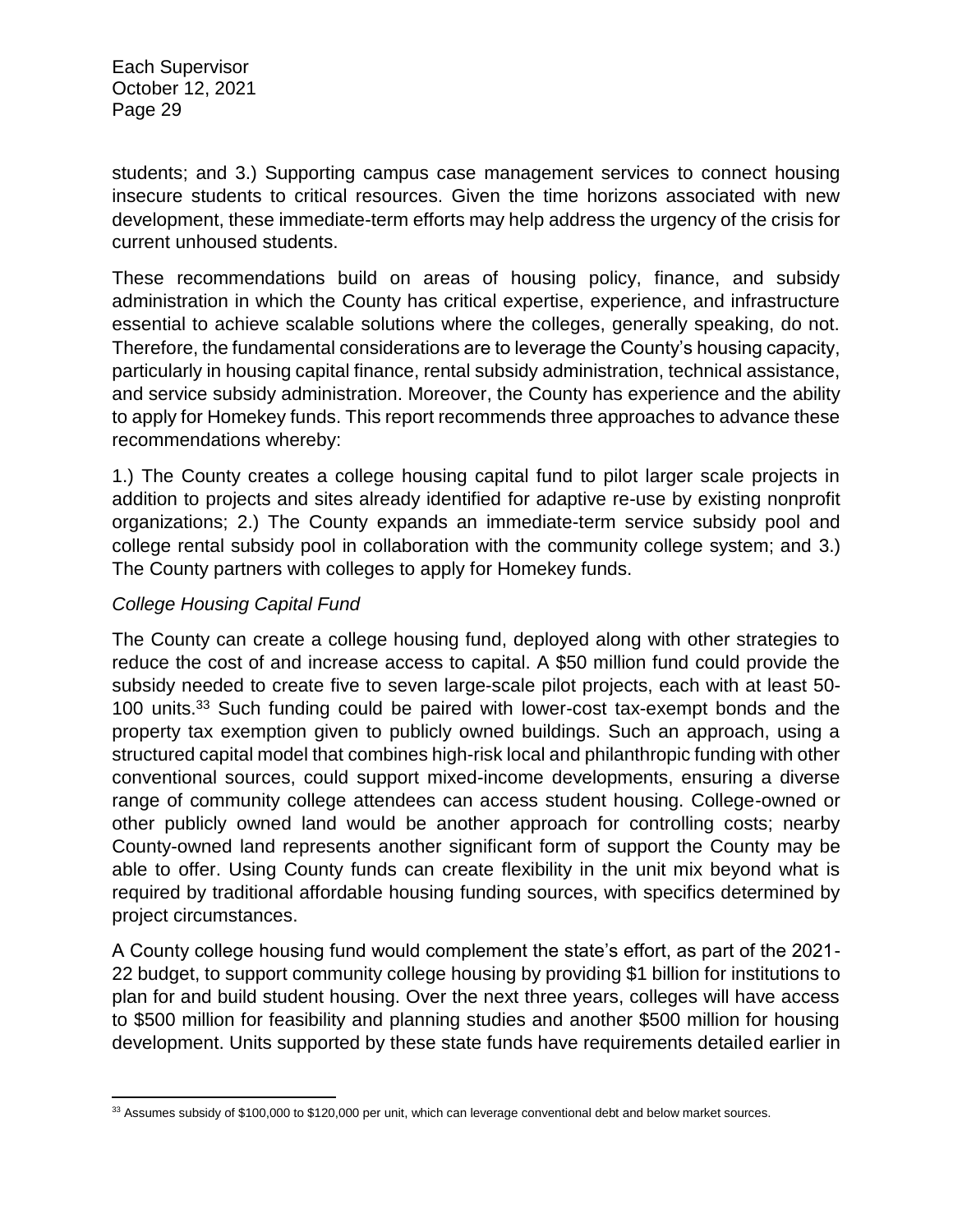students; and 3.) Supporting campus case management services to connect housing insecure students to critical resources. Given the time horizons associated with new development, these immediate-term efforts may help address the urgency of the crisis for current unhoused students.

These recommendations build on areas of housing policy, finance, and subsidy administration in which the County has critical expertise, experience, and infrastructure essential to achieve scalable solutions where the colleges, generally speaking, do not. Therefore, the fundamental considerations are to leverage the County's housing capacity, particularly in housing capital finance, rental subsidy administration, technical assistance, and service subsidy administration. Moreover, the County has experience and the ability to apply for Homekey funds. This report recommends three approaches to advance these recommendations whereby:

1.) The County creates a college housing capital fund to pilot larger scale projects in addition to projects and sites already identified for adaptive re-use by existing nonprofit organizations; 2.) The County expands an immediate-term service subsidy pool and college rental subsidy pool in collaboration with the community college system; and 3.) The County partners with colleges to apply for Homekey funds.

*College Housing Capital Fund*

The County can create a college housing fund, deployed along with other strategies to reduce the cost of and increase access to capital. A $50 million fund could provide the subsidy needed to create five to seven large-scale pilot projects, each with at least 50-100 units.[33] Such funding could be paired with lower-cost tax-exempt bonds and the property tax exemption given to publicly owned buildings. Such an approach, using a structured capital model that combines high-risk local and philanthropic funding with other conventional sources, could support mixed-income developments, ensuring a diverse range of community college attendees can access student housing. College-owned or other publicly owned land would be another approach for controlling costs; nearby County-owned land represents another significant form of support the County may be able to offer. Using County funds can create flexibility in the unit mix beyond what is required by traditional affordable housing funding sources, with specifics determined by project circumstances.

A County college housing fund would complement the state's effort, as part of the 2021-22 budget, to support community college housing by providing $1 billion for institutions to plan for and build student housing. Over the next three years, colleges will have access to $500 million for feasibility and planning studies and another $500 million for housing development. Units supported by these state funds have requirements detailed earlier in

[33] Assumes subsidy of $100,000 to $120,000 per unit, which can leverage conventional debt and below market sources.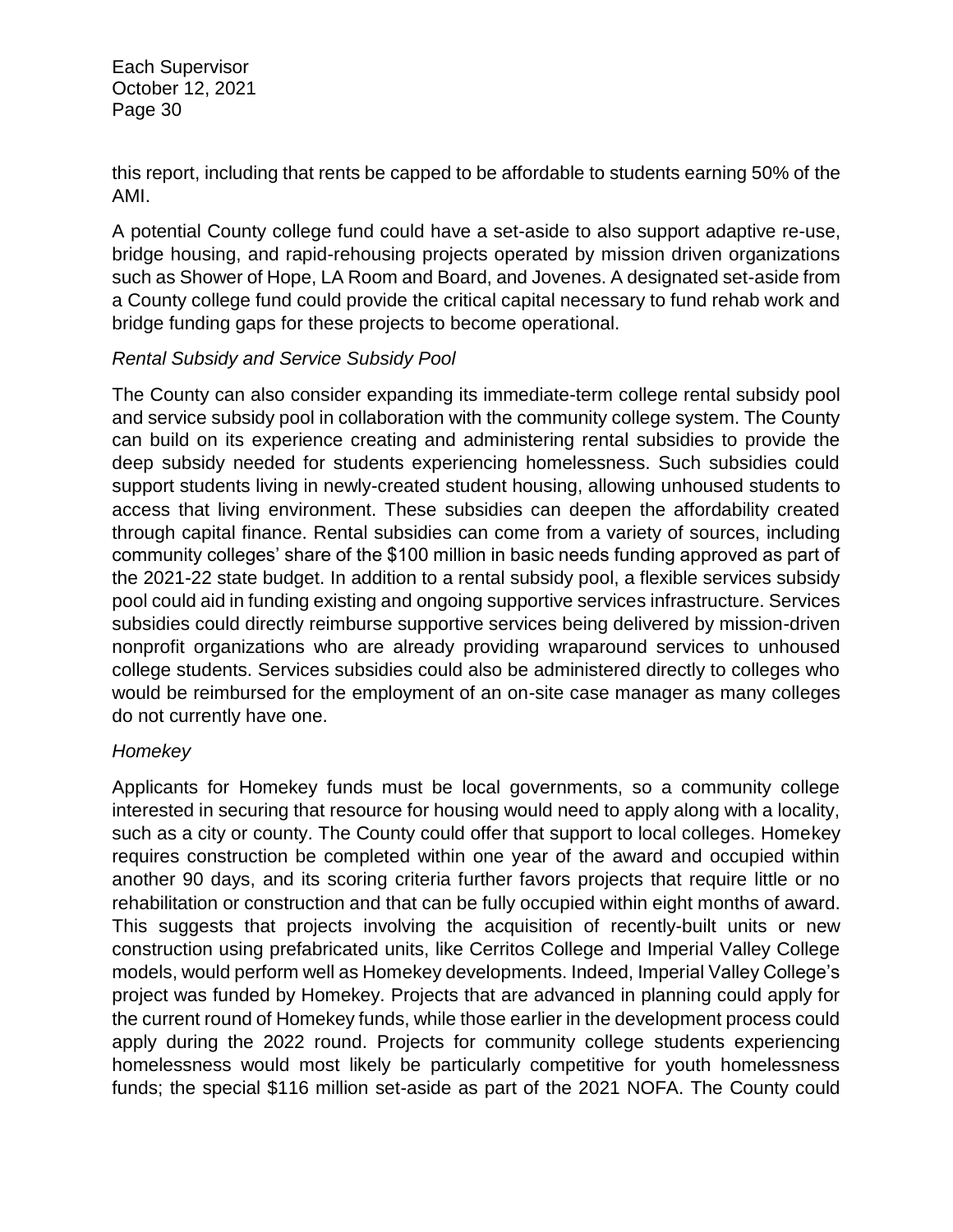this report, including that rents be capped to be affordable to students earning 50% of the AMI.

A potential County college fund could have a set-aside to also support adaptive re-use, bridge housing, and rapid-rehousing projects operated by mission driven organizations such as Shower of Hope, LA Room and Board, and Jovenes. A designated set-aside from a County college fund could provide the critical capital necessary to fund rehab work and bridge funding gaps for these projects to become operational.

*Rental Subsidy and Service Subsidy Pool*

The County can also consider expanding its immediate-term college rental subsidy pool and service subsidy pool in collaboration with the community college system. The County can build on its experience creating and administering rental subsidies to provide the deep subsidy needed for students experiencing homelessness. Such subsidies could support students living in newly-created student housing, allowing unhoused students to access that living environment. These subsidies can deepen the affordability created through capital finance. Rental subsidies can come from a variety of sources, including community colleges' share of the $100 million in basic needs funding approved as part of the 2021-22 state budget. In addition to a rental subsidy pool, a flexible services subsidy pool could aid in funding existing and ongoing supportive services infrastructure. Services subsidies could directly reimburse supportive services being delivered by mission-driven nonprofit organizations who are already providing wraparound services to unhoused college students. Services subsidies could also be administered directly to colleges who would be reimbursed for the employment of an on-site case manager as many colleges do not currently have one.

*Homekey*

Applicants for Homekey funds must be local governments, so a community college interested in securing that resource for housing would need to apply along with a locality, such as a city or county. The County could offer that support to local colleges. Homekey requires construction be completed within one year of the award and occupied within another 90 days, and its scoring criteria further favors projects that require little or no rehabilitation or construction and that can be fully occupied within eight months of award. This suggests that projects involving the acquisition of recently-built units or new construction using prefabricated units, like Cerritos College and Imperial Valley College models, would perform well as Homekey developments. Indeed, Imperial Valley College's project was funded by Homekey. Projects that are advanced in planning could apply for the current round of Homekey funds, while those earlier in the development process could apply during the 2022 round. Projects for community college students experiencing homelessness would most likely be particularly competitive for youth homelessness funds; the special $116 million set-aside as part of the 2021 NOFA. The County could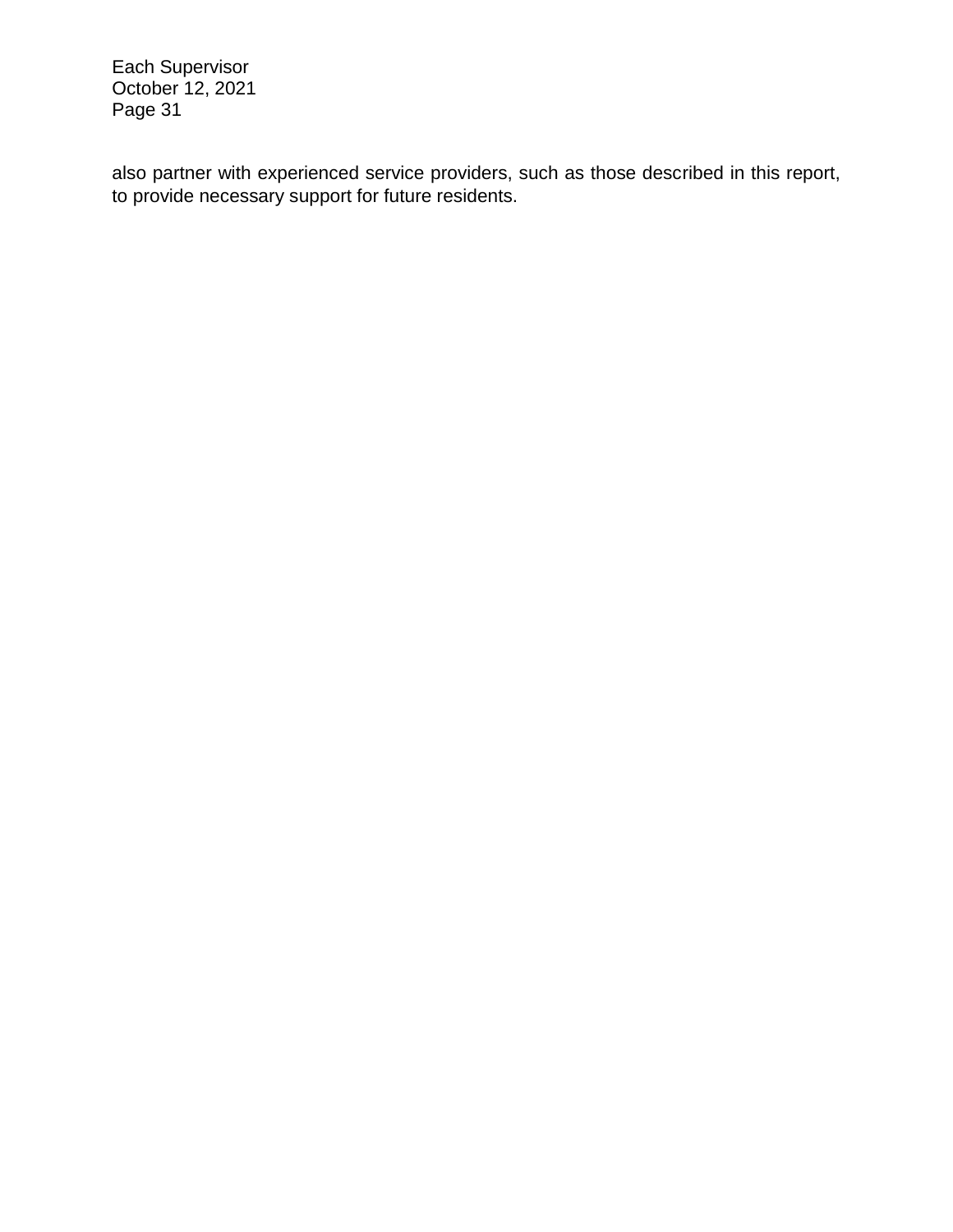also partner with experienced service providers, such as those described in this report, to provide necessary support for future residents.